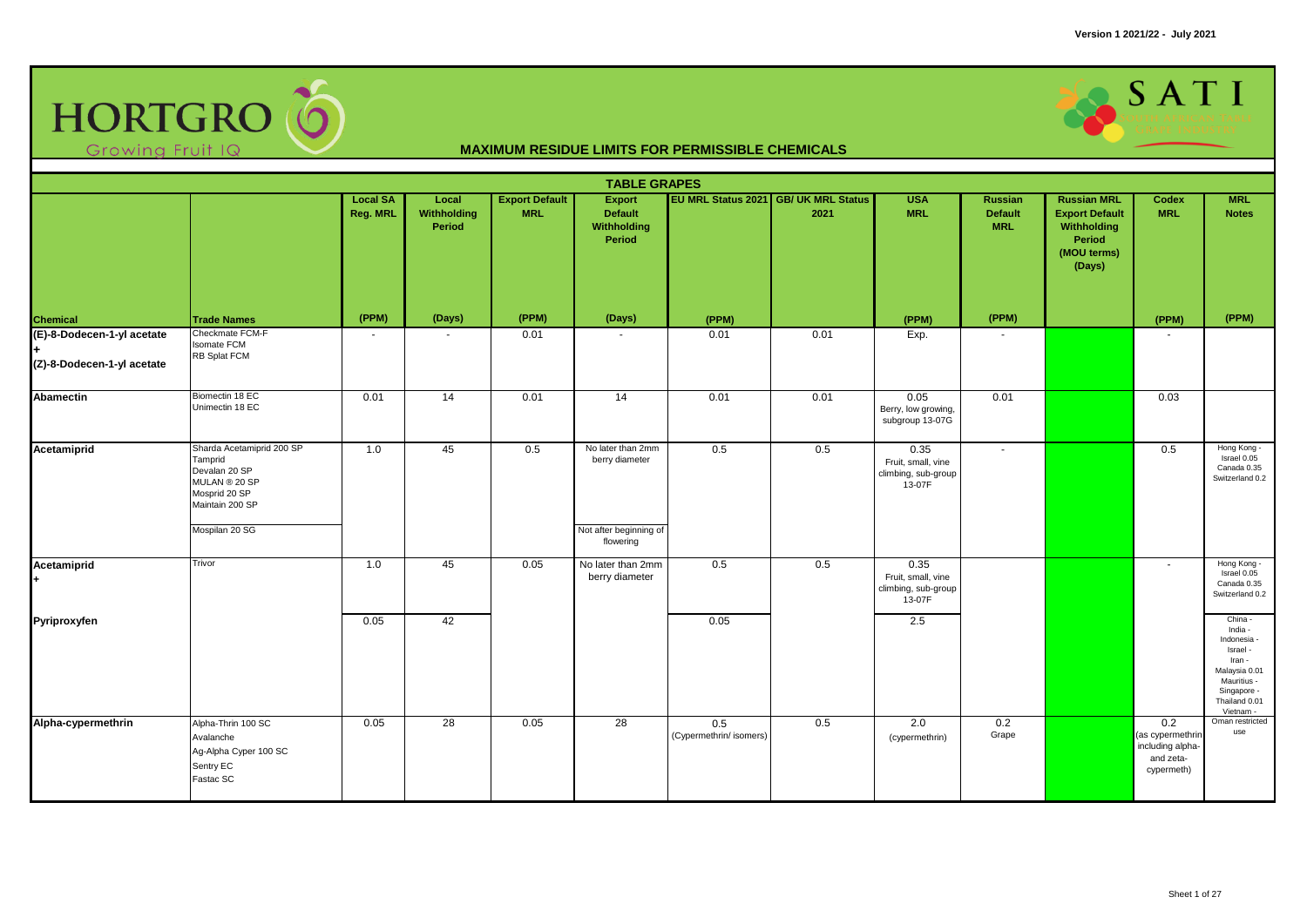Version 1 2021/22 - July 2021

HORTGRO Growing Fruit IQ

SATI

## MAXIMUM RESIDUE LIMITS FOR PERMISSIBLE CHEMICALS

### TABLE GRAPES

| Chemical | Trade Names | Local SA Reg. MRL (PPM) | Local Withholding Period (Days) | Export Default MRL (PPM) | Export Default Withholding Period (Days) | EU MRL Status 2021 (PPM) | GB/ UK MRL Status 2021 | USA MRL (PPM) | Russian Default MRL (PPM) | Russian MRL Export Default Withholding Period (MOU terms) (Days) | Codex MRL (PPM) | MRL Notes (PPM) |
|---|---|---|---|---|---|---|---|---|---|---|---|---|
| (E)-8-Dodecen-1-yl acetate + (Z)-8-Dodecen-1-yl acetate | Checkmate FCM-F<br>Isomate FCM<br>RB Splat FCM | - | - | 0.01 | - | 0.01 | 0.01 | Exp. | - | | - | |
| Abamectin | Biomectin 18 EC<br>Unimectin 18 EC | 0.01 | 14 | 0.01 | 14 | 0.01 | 0.01 | 0.05 Berry, low growing, subgroup 13-07G | 0.01 | | 0.03 | |
| Acetamiprid | Sharda Acetamiprid 200 SP<br>Tamprid<br>Devalan 20 SP<br>MULAN ® 20 SP<br>Mosprid 20 SP<br>Maintain 200 SP | 1.0 | 45 | 0.5 | No later than 2mm berry diameter | 0.5 | 0.5 | 0.35 Fruit, small, vine climbing, sub-group 13-07F | - | | 0.5 | Hong Kong -<br>Israel 0.05<br>Canada 0.35<br>Switzerland 0.2 |
| | Mospilan 20 SG | | | | Not after beginning of flowering | | | | | | | |
| Acetamiprid + | Trivor | 1.0 | 45 | 0.05 | No later than 2mm berry diameter | 0.5 | 0.5 | 0.35 Fruit, small, vine climbing, sub-group 13-07F | | | - | Hong Kong -<br>Israel 0.05<br>Canada 0.35<br>Switzerland 0.2 |
| Pyriproxyfen | | 0.05 | 42 | | | 0.05 | | 2.5 | | | | China -<br>India -<br>Indonesia -<br>Israel -<br>Iran -<br>Malaysia 0.01<br>Mauritius -<br>Singapore -<br>Thailand 0.01<br>Vietnam - |
| Alpha-cypermethrin | Alpha-Thrin 100 SC<br>Avalanche<br>Ag-Alpha Cyper 100 SC<br>Sentry EC<br>Fastac SC | 0.05 | 28 | 0.05 | 28 | 0.5 (Cypermethrin/ isomers) | 0.5 | 2.0 (cypermethrin) | 0.2 Grape | | 0.2 (as cypermethrin including alpha- and zeta-cypermeth) | Oman restricted use |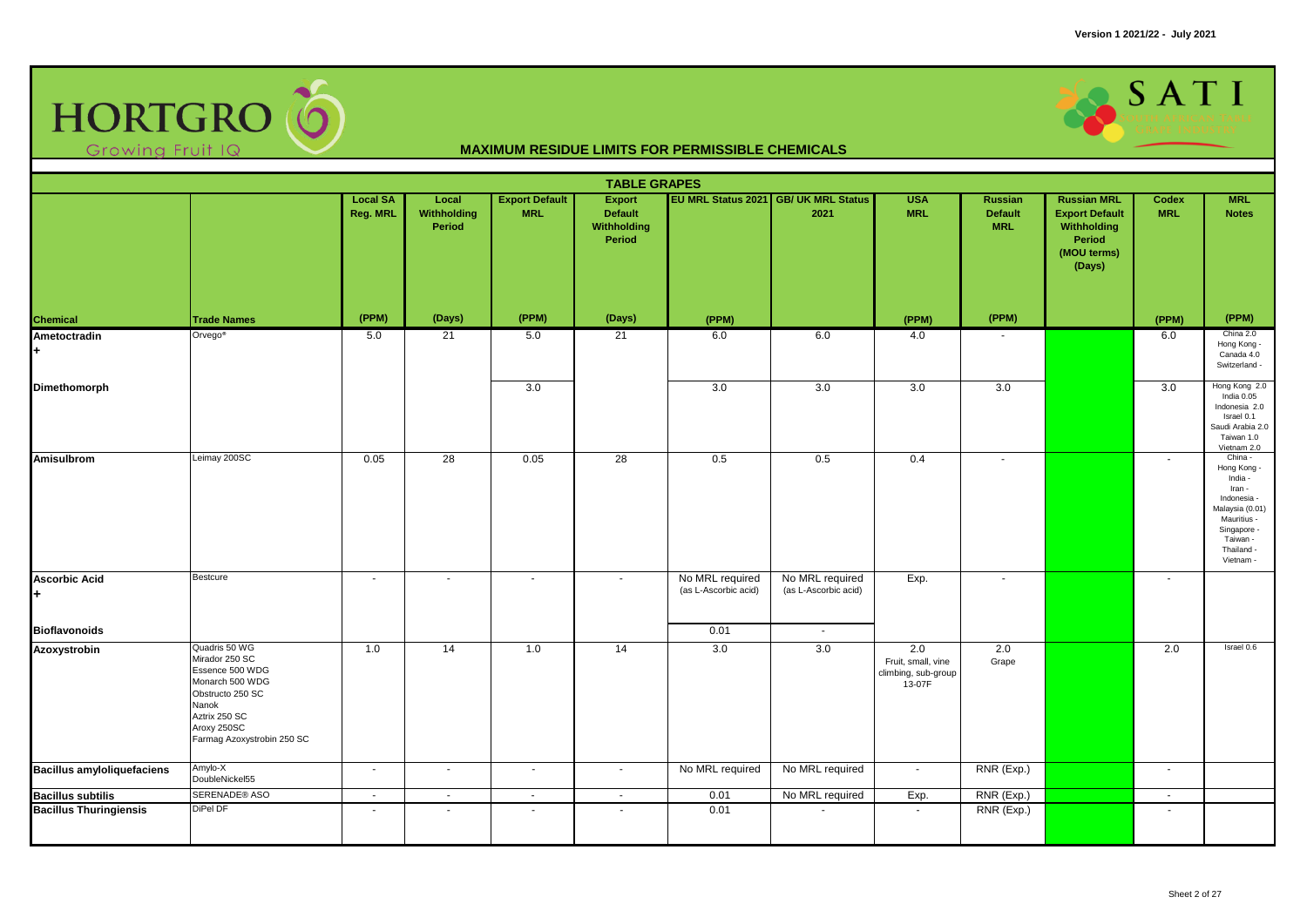Version 1 2021/22 - July 2021

HORTGRO Growing Fruit IQ

SATI

## MAXIMUM RESIDUE LIMITS FOR PERMISSIBLE CHEMICALS

### TABLE GRAPES

| Chemical | Trade Names | Local SA Reg. MRL (PPM) | Local Withholding Period (Days) | Export Default MRL (PPM) | Export Default Withholding Period (Days) | EU MRL Status 2021 (PPM) | GB/ UK MRL Status 2021 | USA MRL (PPM) | Russian Default MRL (PPM) | Russian MRL Export Default Withholding Period (MOU terms) (Days) | Codex MRL (PPM) | MRL Notes (PPM) |
|---|---|---|---|---|---|---|---|---|---|---|---|---|
| Ametoctradin + | Orvego® | 5.0 | 21 | 5.0 | 21 | 6.0 | 6.0 | 4.0 | - | | 6.0 | China 2.0 Hong Kong - Canada 4.0 Switzerland - |
| Dimethomorph | | | | 3.0 | | 3.0 | 3.0 | 3.0 | 3.0 | | 3.0 | Hong Kong 2.0 India 0.05 Indonesia 2.0 Israel 0.1 Saudi Arabia 2.0 Taiwan 1.0 Vietnam 2.0 |
| Amisulbrom | Leimay 200SC | 0.05 | 28 | 0.05 | 28 | 0.5 | 0.5 | 0.4 | - | | - | China - Hong Kong - India - Iran - Indonesia - Malaysia (0.01) Mauritius - Singapore - Taiwan - Thailand - Vietnam - |
| Ascorbic Acid + | Bestcure | - | - | - | - | No MRL required (as L-Ascorbic acid) | No MRL required (as L-Ascorbic acid) | Exp. | - | | - | |
| Bioflavonoids | | | | | | 0.01 | - | | | | | |
| Azoxystrobin | Quadris 50 WG<br>Mirador 250 SC<br>Essence 500 WDG<br>Monarch 500 WDG<br>Obstructo 250 SC<br>Nanok<br>Aztrix 250 SC<br>Aroxy 250SC<br>Farmag Azoxystrobin 250 SC | 1.0 | 14 | 1.0 | 14 | 3.0 | 3.0 | 2.0 Fruit, small, vine climbing, sub-group 13-07F | 2.0 Grape | | 2.0 | Israel 0.6 |
| Bacillus amyloliquefaciens | Amylo-X<br>DoubleNickel55 | - | - | - | - | No MRL required | No MRL required | - | RNR (Exp.) | | - | |
| Bacillus subtilis | SERENADE® ASO | - | - | - | - | 0.01 | No MRL required | Exp. | RNR (Exp.) | | - | |
| Bacillus Thuringiensis | DiPel DF | - | - | - | - | 0.01 | - | - | RNR (Exp.) | | - | |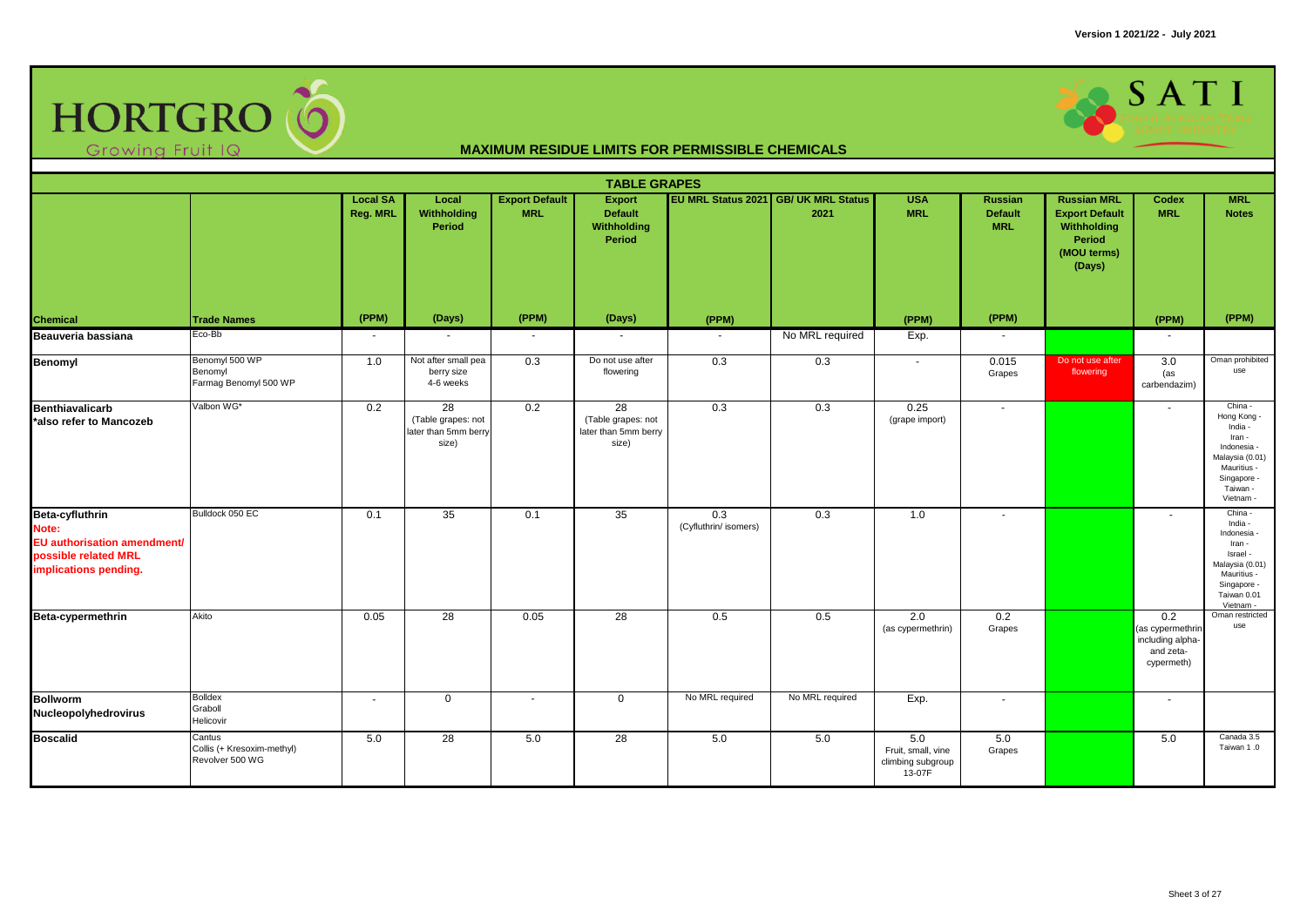## MAXIMUM RESIDUE LIMITS FOR PERMISSIBLE CHEMICALS

### TABLE GRAPES

| Chemical | Trade Names | Local SA Reg. MRL (PPM) | Local Withholding Period (Days) | Export Default MRL (PPM) | Export Default Withholding Period (Days) | EU MRL Status 2021 (PPM) | GB/ UK MRL Status 2021 | USA MRL (PPM) | Russian Default MRL (PPM) | Russian MRL Export Default Withholding Period (MOU terms) (Days) | Codex MRL (PPM) | MRL Notes (PPM) |
|---|---|---|---|---|---|---|---|---|---|---|---|---|
| **Beauveria bassiana** | Eco-Bb | - | - | - | - | - | No MRL required | Exp. | - | | - | |
| **Benomyl** | Benomyl 500 WP<br>Benomyl<br>Farmag Benomyl 500 WP | 1.0 | Not after small pea berry size 4-6 weeks | 0.3 | Do not use after flowering | 0.3 | 0.3 | - | 0.015 Grapes | Do not use after flowering | 3.0 (as carbendazim) | Oman prohibited use |
| **Benthiavalicarb**<br>**\*also refer to Mancozeb** | Valbon WG* | 0.2 | 28 (Table grapes: not later than 5mm berry size) | 0.2 | 28 (Table grapes: not later than 5mm berry size) | 0.3 | 0.3 | 0.25 (grape import) | - | | - | China - Hong Kong - India - Iran - Indonesia - Malaysia (0.01) Mauritius - Singapore - Taiwan - Vietnam - |
| **Beta-cyfluthrin**<br>**Note: EU authorisation amendment/ possible related MRL implications pending.** | Bulldock 050 EC | 0.1 | 35 | 0.1 | 35 | 0.3 (Cyfluthrin/ isomers) | 0.3 | 1.0 | - | | - | China - India - Indonesia - Iran - Israel - Malaysia (0.01) Mauritius - Singapore - Taiwan 0.01 Vietnam - |
| **Beta-cypermethrin** | Akito | 0.05 | 28 | 0.05 | 28 | 0.5 | 0.5 | 2.0 (as cypermethrin) | 0.2 Grapes | | 0.2 (as cypermethrin including alpha- and zeta-cypermeth) | Oman restricted use |
| **Bollworm Nucleopolyhedrovirus** | Bolldex<br>Graboll<br>Helicovir | - | 0 | - | 0 | No MRL required | No MRL required | Exp. | - | | - | |
| **Boscalid** | Cantus<br>Collis (+ Kresoxim-methyl)<br>Revolver 500 WG | 5.0 | 28 | 5.0 | 28 | 5.0 | 5.0 | 5.0 Fruit, small, vine climbing subgroup 13-07F | 5.0 Grapes | | 5.0 | Canada 3.5 Taiwan 1 .0 |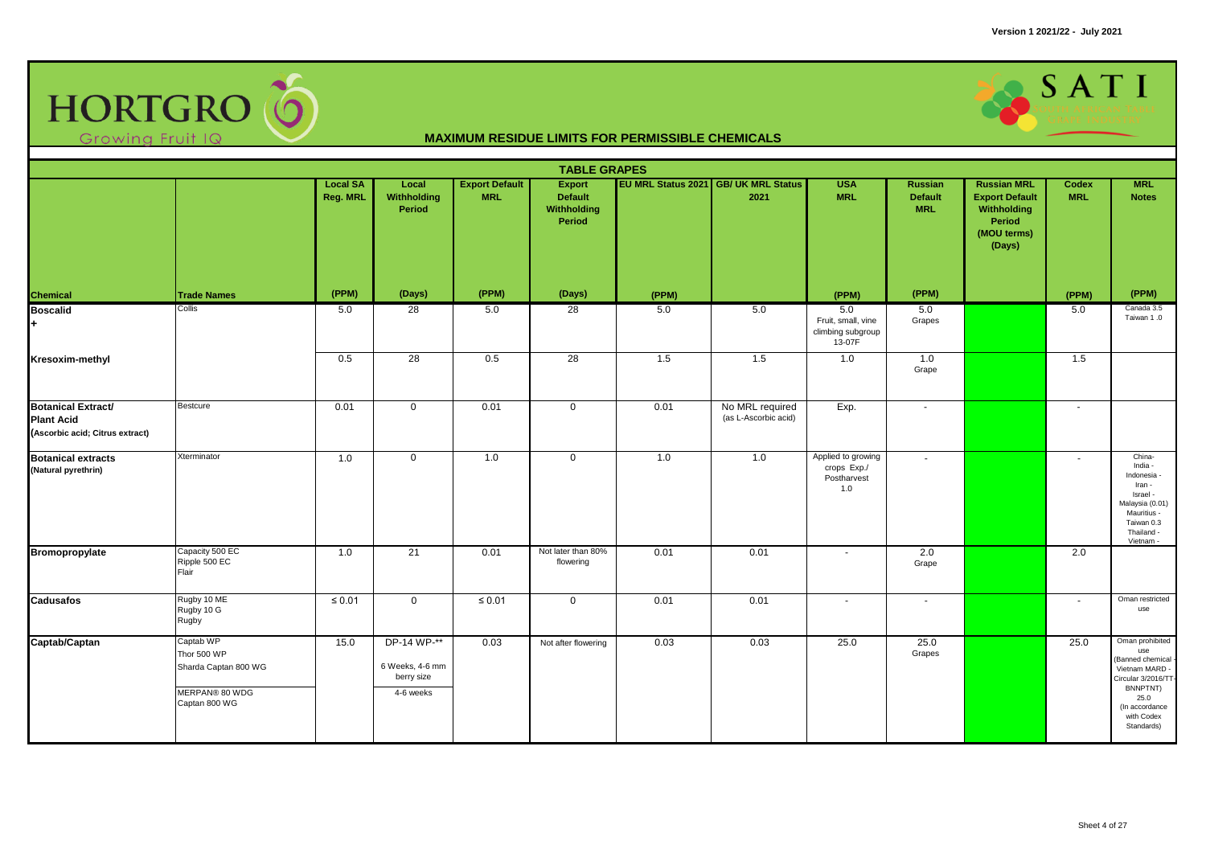# MAXIMUM RESIDUE LIMITS FOR PERMISSIBLE CHEMICALS

## TABLE GRAPES

| Chemical | Trade Names | Local SA Reg. MRL | Local Withholding Period | Export Default MRL | Export Default Withholding Period | EU MRL Status 2021 | GB/ UK MRL Status 2021 | USA MRL | Russian Default MRL | Russian MRL Export Default Withholding Period (MOU terms) (Days) | Codex MRL | MRL Notes |
|---|---|---|---|---|---|---|---|---|---|---|---|---|
| | | (PPM) | (Days) | (PPM) | (Days) | (PPM) | | (PPM) | (PPM) | | (PPM) | (PPM) |
| **Boscalid** + | Collis | 5.0 | 28 | 5.0 | 28 | 5.0 | 5.0 | 5.0 Fruit, small, vine climbing subgroup 13-07F | 5.0 Grapes | | 5.0 | Canada 3.5 Taiwan 1 .0 |
| **Kresoxim-methyl** | | 0.5 | 28 | 0.5 | 28 | 1.5 | 1.5 | 1.0 | 1.0 Grape | | 1.5 | |
| **Botanical Extract/ Plant Acid** (Ascorbic acid; Citrus extract) | Bestcure | 0.01 | 0 | 0.01 | 0 | 0.01 | No MRL required (as L-Ascorbic acid) | Exp. | - | | - | |
| **Botanical extracts** (Natural pyrethrin) | Xterminator | 1.0 | 0 | 1.0 | 0 | 1.0 | 1.0 | Applied to growing crops Exp./ Postharvest 1.0 | - | | - | China- India - Indonesia - Iran - Israel - Malaysia (0.01) Mauritius - Taiwan 0.3 Thailand - Vietnam - |
| **Bromopropylate** | Capacity 500 EC Ripple 500 EC Flair | 1.0 | 21 | 0.01 | Not later than 80% flowering | 0.01 | 0.01 | - | 2.0 Grape | | 2.0 | |
| **Cadusafos** | Rugby 10 ME Rugby 10 G Rugby | ≤ 0.01 | 0 | ≤ 0.01 | 0 | 0.01 | 0.01 | - | - | | - | Oman restricted use |
| **Captab/Captan** | Captab WP Thor 500 WP Sharda Captan 800 WG MERPAN® 80 WDG Captan 800 WG | 15.0 | DP-14 WP-** 6 Weeks, 4-6 mm berry size 4-6 weeks | 0.03 | Not after flowering | 0.03 | 0.03 | 25.0 | 25.0 Grapes | | 25.0 | Oman prohibited use (Banned chemical - Vietnam MARD - Circular 3/2016/TT-BNNPTNT) 25.0 (In accordance with Codex Standards) |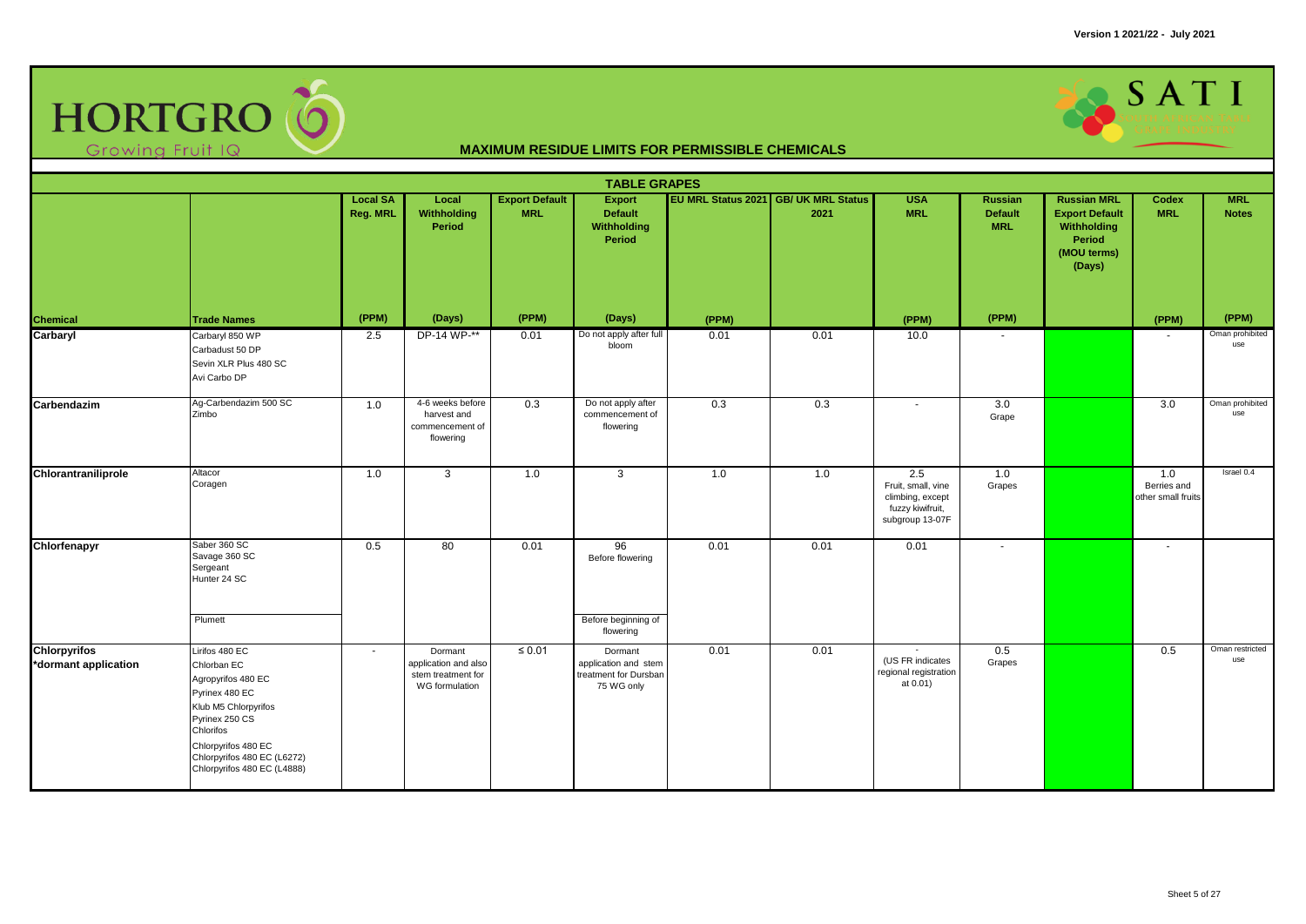Version 1 2021/22 - July 2021

HORTGRO Growing Fruit IQ

SATI

## MAXIMUM RESIDUE LIMITS FOR PERMISSIBLE CHEMICALS

### TABLE GRAPES

| Chemical | Trade Names | Local SA Reg. MRL | Local Withholding Period | Export Default MRL | Export Default Withholding Period | EU MRL Status 2021 | GB/ UK MRL Status 2021 | USA MRL | Russian Default MRL | Russian MRL Export Default Withholding Period (MOU terms) (Days) | Codex MRL | MRL Notes |
|---|---|---|---|---|---|---|---|---|---|---|---|---|
| | | (PPM) | (Days) | (PPM) | (Days) | (PPM) | | (PPM) | (PPM) | | (PPM) | (PPM) |
| **Carbaryl** | Carbaryl 850 WP<br>Carbadust 50 DP<br>Sevin XLR Plus 480 SC<br>Avi Carbo DP | 2.5 | DP-14 WP-** | 0.01 | Do not apply after full bloom | 0.01 | 0.01 | 10.0 | - | | - | Oman prohibited use |
| **Carbendazim** | Ag-Carbendazim 500 SC<br>Zimbo | 1.0 | 4-6 weeks before harvest and commencement of flowering | 0.3 | Do not apply after commencement of flowering | 0.3 | 0.3 | - | 3.0<br>Grape | | 3.0 | Oman prohibited use |
| **Chlorantraniliprole** | Altacor<br>Coragen | 1.0 | 3 | 1.0 | 3 | 1.0 | 1.0 | 2.5<br>Fruit, small, vine climbing, except fuzzy kiwifruit, subgroup 13-07F | 1.0<br>Grapes | | 1.0<br>Berries and other small fruits | Israel 0.4 |
| **Chlorfenapyr** | Saber 360 SC<br>Savage 360 SC<br>Sergeant<br>Hunter 24 SC | 0.5 | 80 | 0.01 | 96<br>Before flowering | 0.01 | 0.01 | 0.01 | - | | - | |
| | Plumett | | | | Before beginning of flowering | | | | | | | |
| **Chlorpyrifos *dormant application** | Lirifos 480 EC<br>Chlorban EC<br>Agropyrifos 480 EC<br>Pyrinex 480 EC<br>Klub M5 Chlorpyrifos<br>Pyrinex 250 CS<br>Chlorifos<br>Chlorpyrifos 480 EC<br>Chlorpyrifos 480 EC (L6272)<br>Chlorpyrifos 480 EC (L4888) | - | Dormant application and also stem treatment for WG formulation | ≤ 0.01 | Dormant application and stem treatment for Dursban 75 WG only | 0.01 | 0.01 | -<br>(US FR indicates regional registration at 0.01) | 0.5<br>Grapes | | 0.5 | Oman restricted use |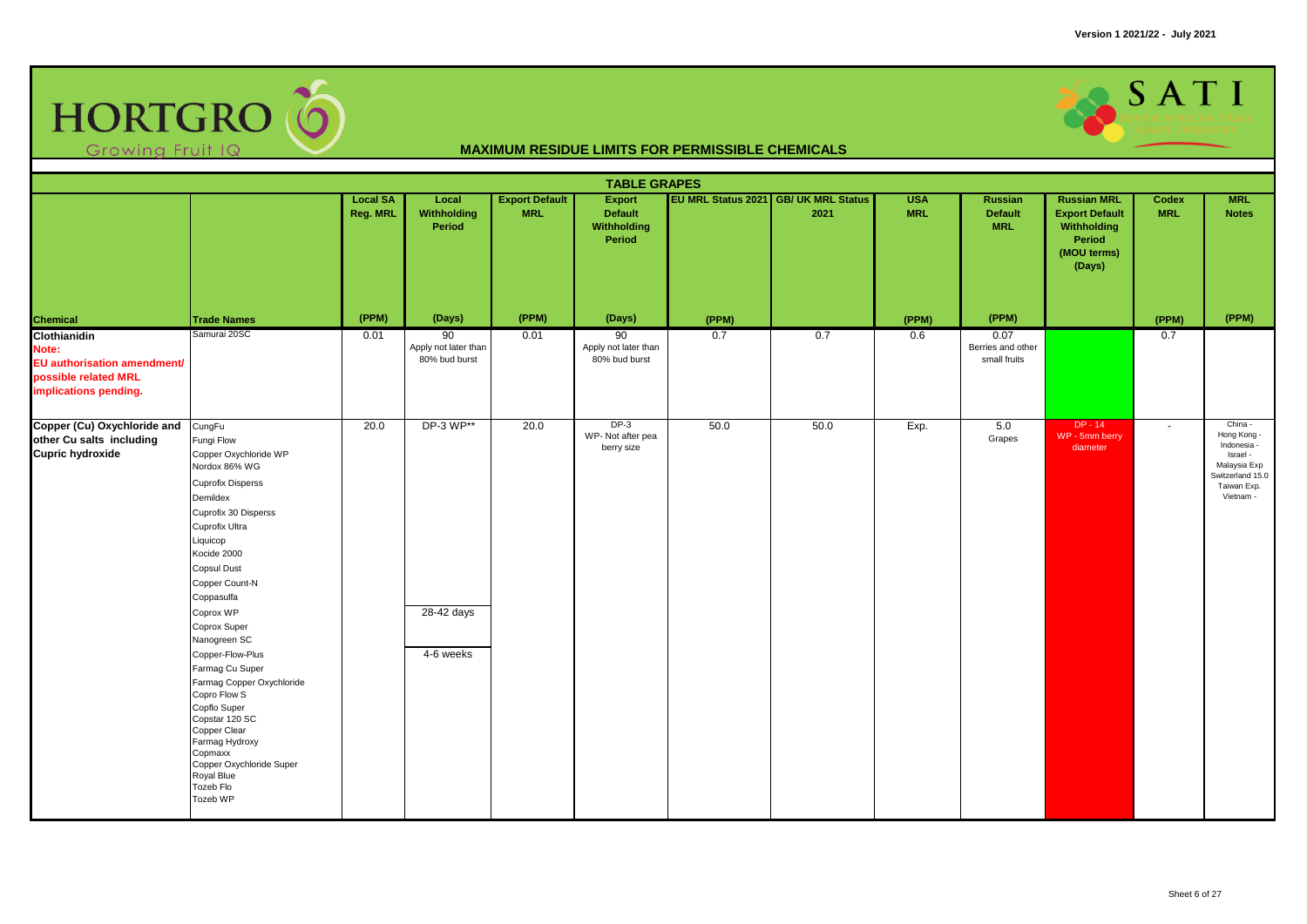Version 1 2021/22 - July 2021

# MAXIMUM RESIDUE LIMITS FOR PERMISSIBLE CHEMICALS

## TABLE GRAPES

| Chemical | Trade Names | Local SA Reg. MRL (PPM) | Local Withholding Period (Days) | Export Default MRL (PPM) | Export Default Withholding Period (Days) | EU MRL Status 2021 (PPM) | GB/ UK MRL Status 2021 | USA MRL (PPM) | Russian Default MRL (PPM) | Russian MRL Export Default Withholding Period (MOU terms) (Days) | Codex MRL (PPM) | MRL Notes (PPM) |
|---|---|---|---|---|---|---|---|---|---|---|---|---|
| **Clothianidin** Note: **EU authorisation amendment/ possible related MRL implications pending.** | Samurai 20SC | 0.01 | 90 Apply not later than 80% bud burst | 0.01 | 90 Apply not later than 80% bud burst | 0.7 | 0.7 | 0.6 | 0.07 Berries and other small fruits | | 0.7 | |
| **Copper (Cu) Oxychloride and other Cu salts including Cupric hydroxide** | CungFu<br>Fungi Flow<br>Copper Oxychloride WP<br>Nordox 86% WG<br>Cuprofix Disperss<br>Demildex<br>Cuprofix 30 Disperss<br>Cuprofix Ultra<br>Liquicop<br>Kocide 2000<br>Copsul Dust<br>Copper Count-N<br>Coppasulfa<br>Coprox WP<br>Coprox Super<br>Nanogreen SC<br>Copper-Flow-Plus<br>Farmag Cu Super<br>Farmag Copper Oxychloride<br>Copro Flow S<br>Copflo Super<br>Copstar 120 SC<br>Copper Clear<br>Farmag Hydroxy<br>Copmaxx<br>Copper Oxychloride Super<br>Royal Blue<br>Tozeb Flo<br>Tozeb WP | 20.0 | DP-3 WP**<br>28-42 days<br>4-6 weeks | 20.0 | DP-3 WP- Not after pea berry size | 50.0 | 50.0 | Exp. | 5.0 Grapes | DP - 14 WP - 5mm berry diameter | - | China -<br>Hong Kong -<br>Indonesia -<br>Israel -<br>Malaysia Exp<br>Switzerland 15.0<br>Taiwan Exp.<br>Vietnam - |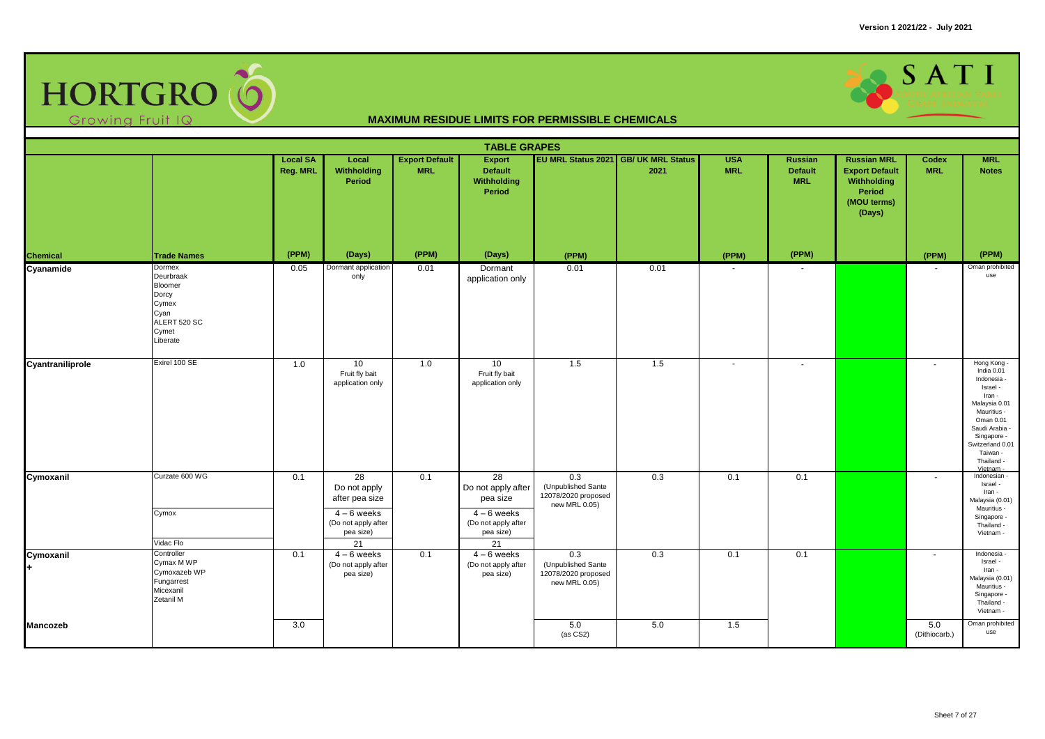# MAXIMUM RESIDUE LIMITS FOR PERMISSIBLE CHEMICALS

Version 1 2021/22 - July 2021

## TABLE GRAPES

| Chemical | Trade Names | Local SA Reg. MRL (PPM) | Local Withholding Period (Days) | Export Default MRL (PPM) | Export Default Withholding Period (Days) | EU MRL Status 2021 (PPM) | GB/ UK MRL Status 2021 | USA MRL (PPM) | Russian Default MRL (PPM) | Russian MRL Export Default Withholding Period (MOU terms) (Days) | Codex MRL (PPM) | MRL Notes (PPM) |
|---|---|---|---|---|---|---|---|---|---|---|---|---|
| Cyanamide | Dormex<br>Deurbraak<br>Bloomer<br>Dorcy<br>Cymex<br>Cyan<br>ALERT 520 SC<br>Cymet<br>Liberate | 0.05 | Dormant application only | 0.01 | Dormant application only | 0.01 | 0.01 | - | - | | - | Oman prohibited use |
| Cyantraniliprole | Exirel 100 SE | 1.0 | 10<br>Fruit fly bait application only | 1.0 | 10<br>Fruit fly bait application only | 1.5 | 1.5 | - | - | | - | Hong Kong -<br>India 0.01<br>Indonesia -<br>Israel -<br>Iran -<br>Malaysia 0.01<br>Mauritius -<br>Oman 0.01<br>Saudi Arabia -<br>Singapore -<br>Switzerland 0.01<br>Taiwan -<br>Thailand -<br>Vietnam - |
| Cymoxanil | Curzate 600 WG<br><br>Cymox<br><br>Vidac Flo | 0.1 | 28<br>Do not apply after pea size<br><br>4 – 6 weeks<br>(Do not apply after pea size)<br><br>21 | 0.1 | 28<br>Do not apply after pea size<br><br>4 – 6 weeks<br>(Do not apply after pea size)<br><br>21 | 0.3<br>(Unpublished Sante 12078/2020 proposed new MRL 0.05) | 0.3 | 0.1 | 0.1 | | - | Indonesian -<br>Israel -<br>Iran -<br>Malaysia (0.01)<br>Mauritius -<br>Singapore -<br>Thailand -<br>Vietnam - |
| Cymoxanil<br>+ | Controller<br>Cymax M WP<br>Cymoxazeb WP<br>Fungarrest<br>Micexanil<br>Zetanil M | 0.1 | 4 – 6 weeks<br>(Do not apply after pea size) | 0.1 | 4 – 6 weeks<br>(Do not apply after pea size) | 0.3<br>(Unpublished Sante 12078/2020 proposed new MRL 0.05) | 0.3 | 0.1 | 0.1 | | - | Indonesia -<br>Israel -<br>Iran -<br>Malaysia (0.01)<br>Mauritius -<br>Singapore -<br>Thailand -<br>Vietnam - |
| Mancozeb | | 3.0 | | | | 5.0<br>(as CS2) | 5.0 | 1.5 | | | 5.0<br>(Dithiocarb.) | Oman prohibited use |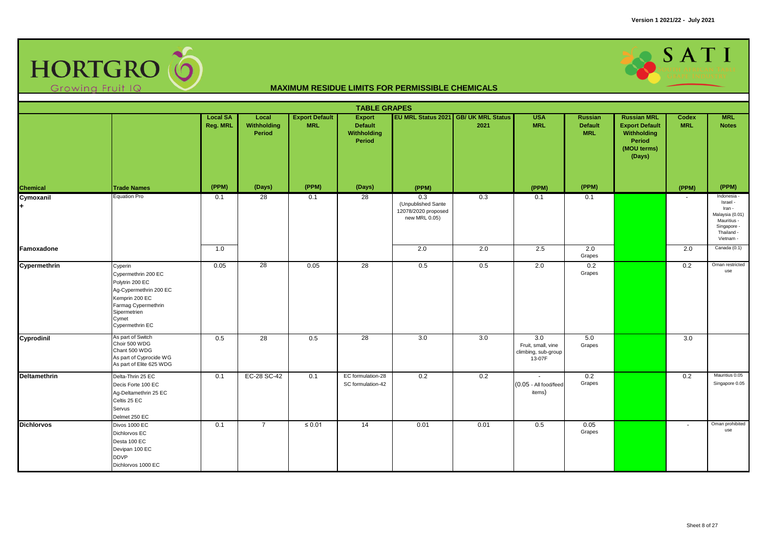# MAXIMUM RESIDUE LIMITS FOR PERMISSIBLE CHEMICALS

## TABLE GRAPES

| Chemical | Trade Names | Local SA Reg. MRL (PPM) | Local Withholding Period (Days) | Export Default MRL (PPM) | Export Default Withholding Period (Days) | EU MRL Status 2021 (PPM) | GB/ UK MRL Status 2021 | USA MRL (PPM) | Russian Default MRL (PPM) | Russian MRL Export Default Withholding Period (MOU terms) (Days) | Codex MRL (PPM) | MRL Notes (PPM) |
|---|---|---|---|---|---|---|---|---|---|---|---|---|
| Cymoxanil + | Equation Pro | 0.1 | 28 | 0.1 | 28 | 0.3 (Unpublished Sante 12078/2020 proposed new MRL 0.05) | 0.3 | 0.1 | 0.1 | | - | Indonesia - Israel - Iran - Malaysia (0.01) Mauritius - Singapore - Thailand - Vietnam - |
| Famoxadone | | 1.0 | | | | 2.0 | 2.0 | 2.5 | 2.0 Grapes | | 2.0 | Canada (0.1) |
| Cypermethrin | Cyperin<br>Cypermethrin 200 EC<br>Polytrin 200 EC<br>Ag-Cypermethrin 200 EC<br>Kemprin 200 EC<br>Farmag Cypermethrin<br>Sipermetrien<br>Cymet<br>Cypermethrin EC | 0.05 | 28 | 0.05 | 28 | 0.5 | 0.5 | 2.0 | 0.2 Grapes | | 0.2 | Oman restricted use |
| Cyprodinil | As part of Switch<br>Choir 500 WDG<br>Chant 500 WDG<br>As part of Cyprocide WG<br>As part of Elite 625 WDG | 0.5 | 28 | 0.5 | 28 | 3.0 | 3.0 | 3.0 Fruit, small, vine climbing, sub-group 13-07F | 5.0 Grapes | | 3.0 | |
| Deltamethrin | Delta-Thrin 25 EC<br>Decis Forte 100 EC<br>Ag-Deltamethrin 25 EC<br>Celtis 25 EC<br>Servus<br>Delmet 250 EC | 0.1 | EC-28 SC-42 | 0.1 | EC formulation-28<br>SC formulation-42 | 0.2 | 0.2 | - (0.05 - All food/feed items) | 0.2 Grapes | | 0.2 | Mauritius 0.05<br>Singapore 0.05 |
| Dichlorvos | Divos 1000 EC<br>Dichlorvos EC<br>Desta 100 EC<br>Devipan 100 EC<br>DDVP<br>Dichlorvos 1000 EC | 0.1 | 7 | ≤ 0.01 | 14 | 0.01 | 0.01 | 0.5 | 0.05 Grapes | | - | Oman prohibited use |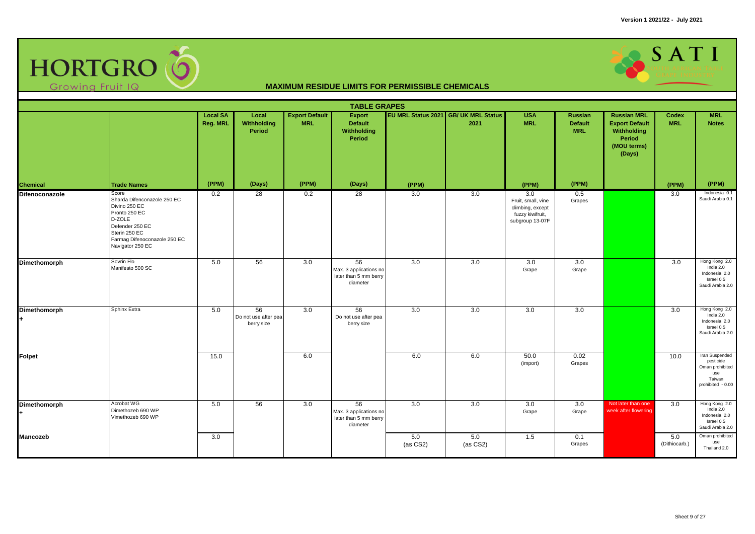# MAXIMUM RESIDUE LIMITS FOR PERMISSIBLE CHEMICALS

## TABLE GRAPES

| Chemical | Trade Names | Local SA Reg. MRL (PPM) | Local Withholding Period (Days) | Export Default MRL (PPM) | Export Default Withholding Period (Days) | EU MRL Status 2021 (PPM) | GB/ UK MRL Status 2021 | USA MRL (PPM) | Russian Default MRL (PPM) | Russian MRL Export Default Withholding Period (MOU terms) (Days) | Codex MRL (PPM) | MRL Notes (PPM) |
|---|---|---|---|---|---|---|---|---|---|---|---|---|
| **Difenoconazole** | Score<br>Sharda Difenconazole 250 EC<br>Divino 250 EC<br>Pronto 250 EC<br>D-ZOLE<br>Defender 250 EC<br>Sterin 250 EC<br>Farmag Difenoconazole 250 EC<br>Navigator 250 EC | 0.2 | 28 | 0.2 | 28 | 3.0 | 3.0 | 3.0<br>Fruit, small, vine climbing, except fuzzy kiwifruit, subgroup 13-07F | 0.5<br>Grapes | | 3.0 | Indonesia 0.1<br>Saudi Arabia 0.1 |
| **Dimethomorph** | Sovrin Flo<br>Manifesto 500 SC | 5.0 | 56 | 3.0 | 56<br>Max. 3 applications no later than 5 mm berry diameter | 3.0 | 3.0 | 3.0<br>Grape | 3.0<br>Grape | | 3.0 | Hong Kong 2.0<br>India 2.0<br>Indonesia 2.0<br>Israel 0.5<br>Saudi Arabia 2.0 |
| **Dimethomorph +** | Sphinx Extra | 5.0 | 56<br>Do not use after pea berry size | 3.0 | 56<br>Do not use after pea berry size | 3.0 | 3.0 | 3.0 | 3.0 | | 3.0 | Hong Kong 2.0<br>India 2.0<br>Indonesia 2.0<br>Israel 0.5<br>Saudi Arabia 2.0 |
| **Folpet** | | 15.0 | | 6.0 | | 6.0 | 6.0 | 50.0<br>(import) | 0.02<br>Grapes | | 10.0 | Iran Suspended pesticide<br>Oman prohibited use<br>Taiwan prohibited - 0.00 |
| **Dimethomorph +** | Acrobat WG<br>Dimethozeb 690 WP<br>Vimethozeb 690 WP | 5.0 | 56 | 3.0 | 56<br>Max. 3 applications no later than 5 mm berry diameter | 3.0 | 3.0 | 3.0<br>Grape | 3.0<br>Grape | Not later than one week after flowering | 3.0 | Hong Kong 2.0<br>India 2.0<br>Indonesia 2.0<br>Israel 0.5<br>Saudi Arabia 2.0 |
| **Mancozeb** | | 3.0 | | | | 5.0<br>(as CS2) | 5.0<br>(as CS2) | 1.5 | 0.1<br>Grapes | | 5.0<br>(Dithiocarb.) | Oman prohibited use<br>Thailand 2.0 |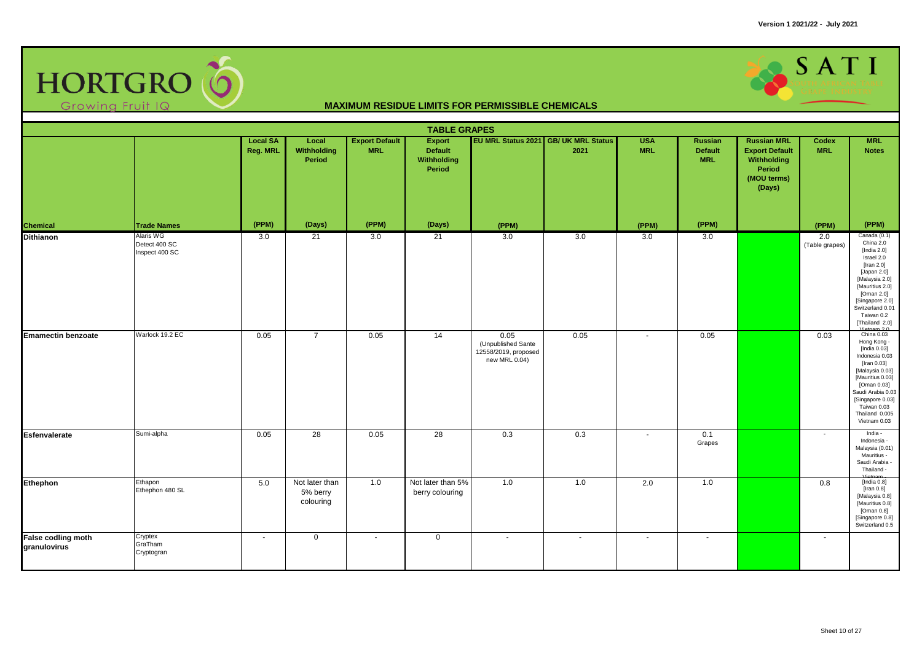# MAXIMUM RESIDUE LIMITS FOR PERMISSIBLE CHEMICALS

## TABLE GRAPES

| Chemical | Trade Names | Local SA Reg. MRL (PPM) | Local Withholding Period (Days) | Export Default MRL (PPM) | Export Default Withholding Period (Days) | EU MRL Status 2021 (PPM) | GB/ UK MRL Status 2021 | USA MRL (PPM) | Russian Default MRL (PPM) | Russian MRL Export Default Withholding Period (MOU terms) (Days) | Codex MRL (PPM) | MRL Notes (PPM) |
|---|---|---|---|---|---|---|---|---|---|---|---|---|
| **Dithianon** | Alaris WG<br>Detect 400 SC<br>Inspect 400 SC | 3.0 | 21 | 3.0 | 21 | 3.0 | 3.0 | 3.0 | 3.0 | | 2.0 (Table grapes) | Canada (0.1)<br>China 2.0<br>[India 2.0]<br>Israel 2.0<br>[Iran 2.0]<br>[Japan 2.0]<br>[Malaysia 2.0]<br>[Mauritius 2.0]<br>[Oman 2.0]<br>[Singapore 2.0]<br>Switzerland 0.01<br>Taiwan 0.2<br>[Thailand 2.0]<br>Vietnam 2.0 |
| **Emamectin benzoate** | Warlock 19.2 EC | 0.05 | 7 | 0.05 | 14 | 0.05 (Unpublished Sante 12558/2019, proposed new MRL 0.04) | 0.05 | - | 0.05 | | 0.03 | China 0.03<br>Hong Kong -<br>[India 0.03]<br>Indonesia 0.03<br>[Iran 0.03]<br>[Malaysia 0.03]<br>[Mauritius 0.03]<br>[Oman 0.03]<br>Saudi Arabia 0.03<br>[Singapore 0.03]<br>Taiwan 0.03<br>Thailand 0.005<br>Vietnam 0.03 |
| **Esfenvalerate** | Sumi-alpha | 0.05 | 28 | 0.05 | 28 | 0.3 | 0.3 | - | 0.1 Grapes | | - | India -<br>Indonesia -<br>Malaysia (0.01)<br>Mauritius -<br>Saudi Arabia -<br>Thailand -<br>Vietnam - |
| **Ethephon** | Ethapon<br>Ethephon 480 SL | 5.0 | Not later than 5% berry colouring | 1.0 | Not later than 5% berry colouring | 1.0 | 1.0 | 2.0 | 1.0 | | 0.8 | [India 0.8]<br>[Iran 0.8]<br>[Malaysia 0.8]<br>[Mauritius 0.8]<br>[Oman 0.8]<br>[Singapore 0.8]<br>Switzerland 0.5 |
| **False codling moth granulovirus** | Cryptex<br>GraTham<br>Cryptogran | - | 0 | - | 0 | - | - | - | - | | - | |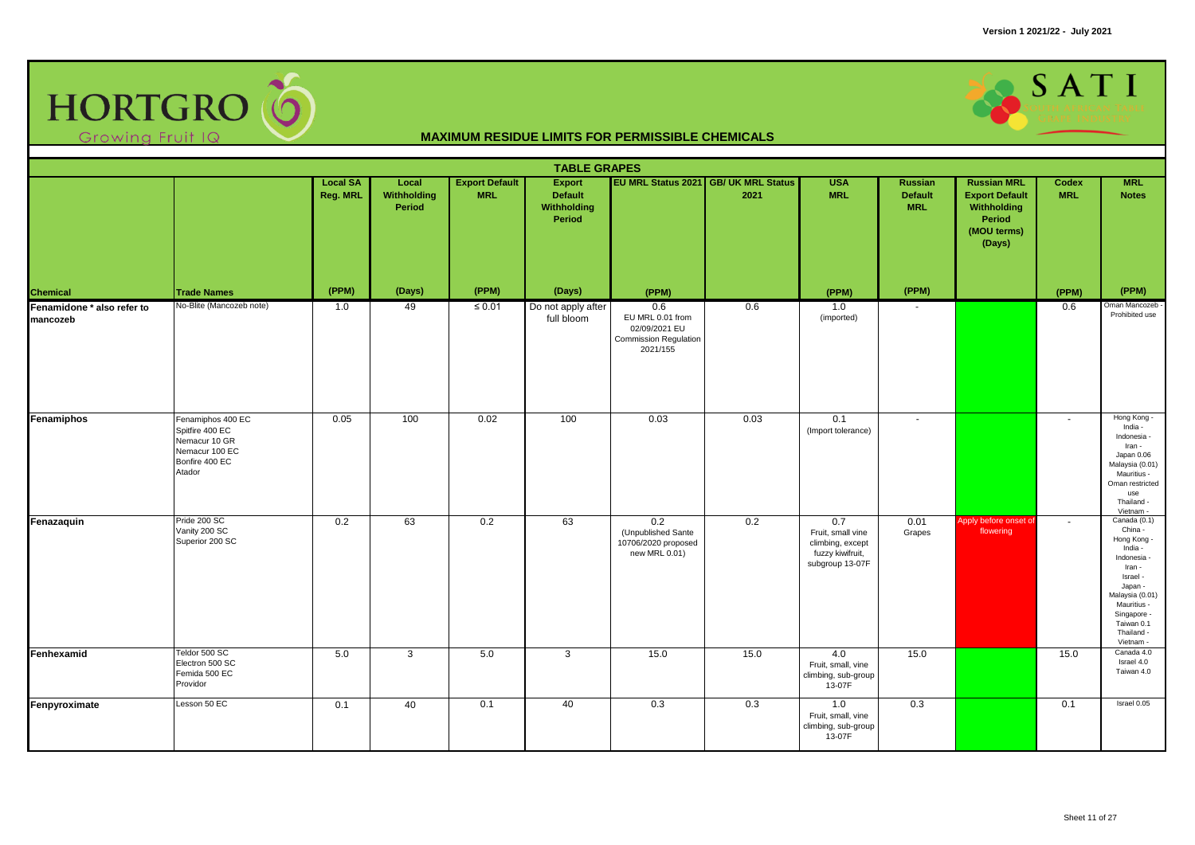## MAXIMUM RESIDUE LIMITS FOR PERMISSIBLE CHEMICALS

### TABLE GRAPES

| Chemical | Trade Names | Local SA Reg. MRL (PPM) | Local Withholding Period (Days) | Export Default MRL (PPM) | Export Default Withholding Period (Days) | EU MRL Status 2021 (PPM) | GB/ UK MRL Status 2021 | USA MRL (PPM) | Russian Default MRL (PPM) | Russian MRL Export Default Withholding Period (MOU terms) (Days) | Codex MRL (PPM) | MRL Notes (PPM) |
|---|---|---|---|---|---|---|---|---|---|---|---|---|
| Fenamidone * also refer to mancozeb | No-Blite (Mancozeb note) | 1.0 | 49 | ≤ 0.01 | Do not apply after full bloom | 0.6 EU MRL 0.01 from 02/09/2021 EU Commission Regulation 2021/155 | 0.6 | 1.0 (imported) | - | | 0.6 | Oman Mancozeb - Prohibited use |
| Fenamiphos | Fenamiphos 400 EC<br>Spitfire 400 EC<br>Nemacur 10 GR<br>Nemacur 100 EC<br>Bonfire 400 EC<br>Atador | 0.05 | 100 | 0.02 | 100 | 0.03 | 0.03 | 0.1 (Import tolerance) | - | | - | Hong Kong -<br>India -<br>Indonesia -<br>Iran -<br>Japan 0.06<br>Malaysia (0.01)<br>Mauritius -<br>Oman restricted use<br>Thailand -<br>Vietnam - |
| Fenazaquin | Pride 200 SC<br>Vanity 200 SC<br>Superior 200 SC | 0.2 | 63 | 0.2 | 63 | 0.2 (Unpublished Sante 10706/2020 proposed new MRL 0.01) | 0.2 | 0.7 Fruit, small vine climbing, except fuzzy kiwifruit, subgroup 13-07F | 0.01 Grapes | Apply before onset of flowering | - | Canada (0.1)<br>China -<br>Hong Kong -<br>India -<br>Indonesia -<br>Iran -<br>Israel -<br>Japan -<br>Malaysia (0.01)<br>Mauritius -<br>Singapore -<br>Taiwan 0.1<br>Thailand -<br>Vietnam - |
| Fenhexamid | Teldor 500 SC<br>Electron 500 SC<br>Femida 500 EC<br>Providor | 5.0 | 3 | 5.0 | 3 | 15.0 | 15.0 | 4.0 Fruit, small, vine climbing, sub-group 13-07F | 15.0 | | 15.0 | Canada 4.0<br>Israel 4.0<br>Taiwan 4.0 |
| Fenpyroximate | Lesson 50 EC | 0.1 | 40 | 0.1 | 40 | 0.3 | 0.3 | 1.0 Fruit, small, vine climbing, sub-group 13-07F | 0.3 | | 0.1 | Israel 0.05 |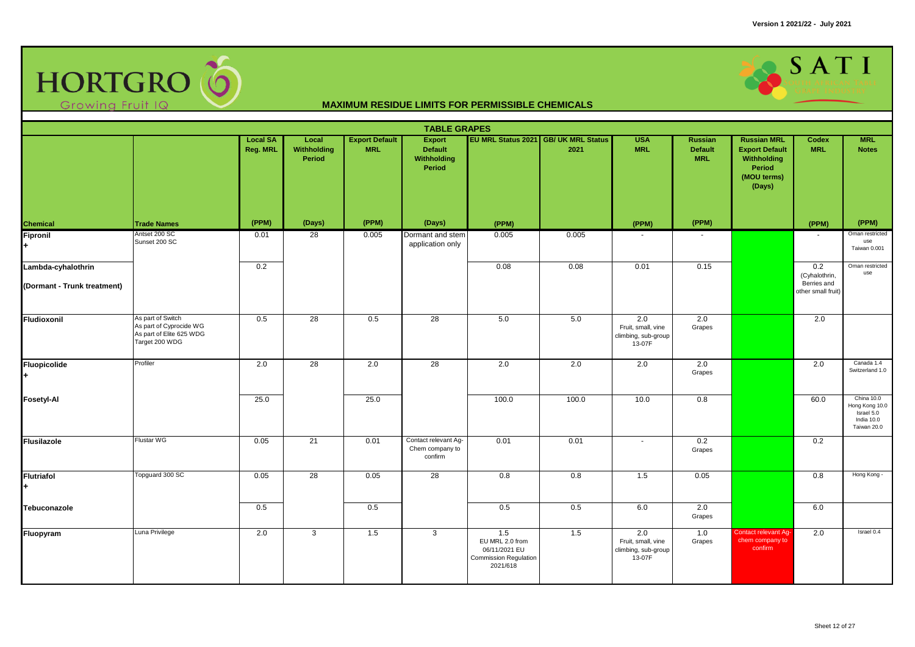# MAXIMUM RESIDUE LIMITS FOR PERMISSIBLE CHEMICALS

## TABLE GRAPES

| Chemical | Trade Names | Local SA Reg. MRL (PPM) | Local Withholding Period (Days) | Export Default MRL (PPM) | Export Default Withholding Period (Days) | EU MRL Status 2021 (PPM) | GB/ UK MRL Status 2021 | USA MRL (PPM) | Russian Default MRL (PPM) | Russian MRL Export Default Withholding Period (MOU terms) (Days) | Codex MRL (PPM) | MRL Notes (PPM) |
|---|---|---|---|---|---|---|---|---|---|---|---|---|
| **Fipronil** + | Antset 200 SC Sunset 200 SC | 0.01 | 28 | 0.005 | Dormant and stem application only | 0.005 | 0.005 | - | - | | - | Oman restricted use Taiwan 0.001 |
| **Lambda-cyhalothrin (Dormant - Trunk treatment)** | | 0.2 | | | | 0.08 | 0.08 | 0.01 | 0.15 | | 0.2 (Cyhalothrin, Berries and other small fruit) | Oman restricted use |
| **Fludioxonil** | As part of Switch As part of Cyprocide WG As part of Elite 625 WDG Target 200 WDG | 0.5 | 28 | 0.5 | 28 | 5.0 | 5.0 | 2.0 Fruit, small, vine climbing, sub-group 13-07F | 2.0 Grapes | | 2.0 | |
| **Fluopicolide** + | Profiler | 2.0 | 28 | 2.0 | 28 | 2.0 | 2.0 | 2.0 | 2.0 Grapes | | 2.0 | Canada 1.4 Switzerland 1.0 |
| **Fosetyl-Al** | | 25.0 | | 25.0 | | 100.0 | 100.0 | 10.0 | 0.8 | | 60.0 | China 10.0 Hong Kong 10.0 Israel 5.0 India 10.0 Taiwan 20.0 |
| **Flusilazole** | Flustar WG | 0.05 | 21 | 0.01 | Contact relevant Ag-Chem company to confirm | 0.01 | 0.01 | - | 0.2 Grapes | | 0.2 | |
| **Flutriafol** + | Topguard 300 SC | 0.05 | 28 | 0.05 | 28 | 0.8 | 0.8 | 1.5 | 0.05 | | 0.8 | Hong Kong - |
| **Tebuconazole** | | 0.5 | | 0.5 | | 0.5 | 0.5 | 6.0 | 2.0 Grapes | | 6.0 | |
| **Fluopyram** | Luna Privilege | 2.0 | 3 | 1.5 | 3 | 1.5 EU MRL 2.0 from 06/11/2021 EU Commission Regulation 2021/618 | 1.5 | 2.0 Fruit, small, vine climbing, sub-group 13-07F | 1.0 Grapes | Contact relevant Ag-chem company to confirm | 2.0 | Israel 0.4 |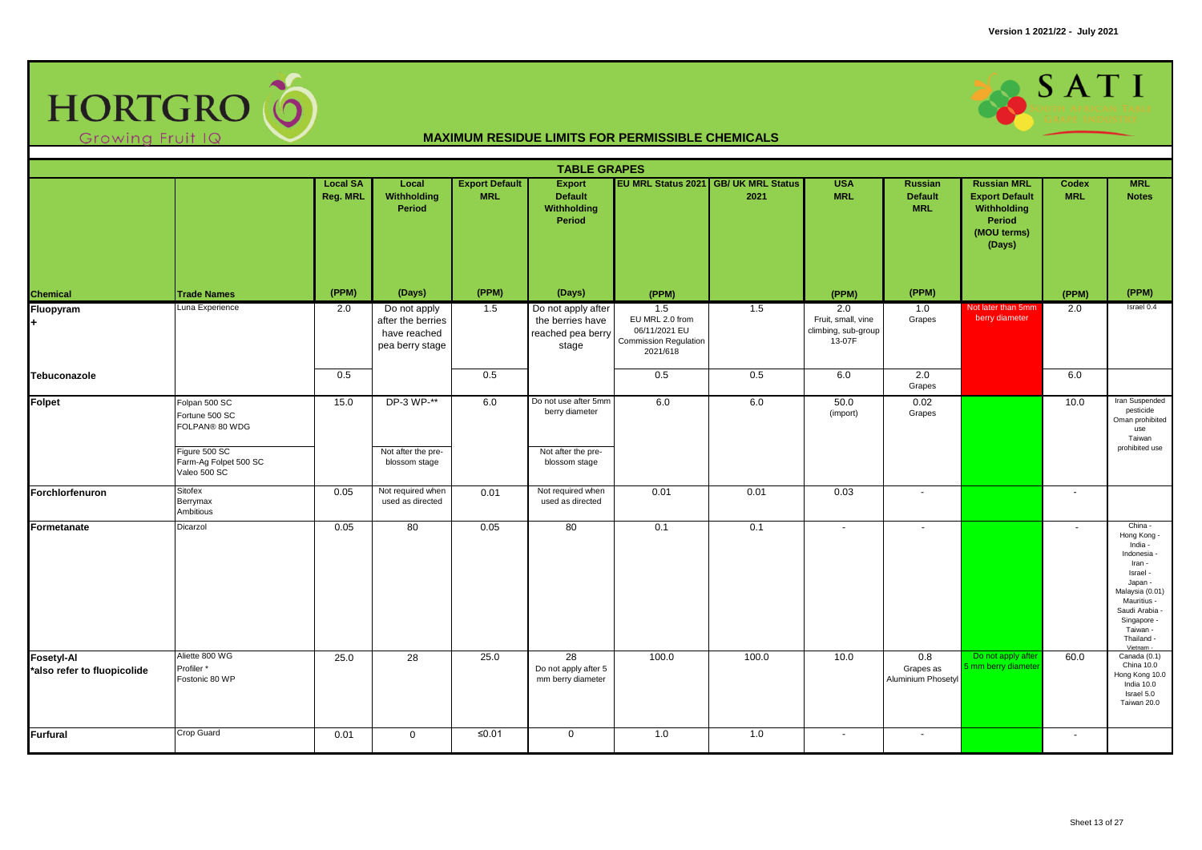# MAXIMUM RESIDUE LIMITS FOR PERMISSIBLE CHEMICALS

## TABLE GRAPES

| Chemical | Trade Names | Local SA Reg. MRL (PPM) | Local Withholding Period (Days) | Export Default MRL (PPM) | Export Default Withholding Period (Days) | EU MRL Status 2021 (PPM) | GB/ UK MRL Status 2021 | USA MRL (PPM) | Russian Default MRL (PPM) | Russian MRL Export Default Withholding Period (MOU terms) (Days) | Codex MRL (PPM) | MRL Notes (PPM) |
|---|---|---|---|---|---|---|---|---|---|---|---|---|
| Fluopyram + | Luna Experience | 2.0 | Do not apply after the berries have reached pea berry stage | 1.5 | Do not apply after the berries have reached pea berry stage | 1.5 EU MRL 2.0 from 06/11/2021 EU Commission Regulation 2021/618 | 1.5 | 2.0 Fruit, small, vine climbing, sub-group 13-07F | 1.0 Grapes | Not later than 5mm berry diameter | 2.0 | Israel 0.4 |
| Tebuconazole | | 0.5 | | 0.5 | | 0.5 | 0.5 | 6.0 | 2.0 Grapes | | 6.0 | |
| Folpet | Folpan 500 SC<br>Fortune 500 SC<br>FOLPAN® 80 WDG<br><br>Figure 500 SC<br>Farm-Ag Folpet 500 SC<br>Valeo 500 SC | 15.0 | DP-3 WP-**<br><br>Not after the pre-blossom stage | 6.0 | Do not use after 5mm berry diameter<br><br>Not after the pre-blossom stage | 6.0 | 6.0 | 50.0 (import) | 0.02 Grapes | | 10.0 | Iran Suspended pesticide<br>Oman prohibited use<br>Taiwan prohibited use |
| Forchlorfenuron | Sitofex<br>Berrymax<br>Ambitious | 0.05 | Not required when used as directed | 0.01 | Not required when used as directed | 0.01 | 0.01 | 0.03 | - | | - | |
| Formetanate | Dicarzol | 0.05 | 80 | 0.05 | 80 | 0.1 | 0.1 | - | - | | - | China -<br>Hong Kong -<br>India -<br>Indonesia -<br>Iran -<br>Israel -<br>Japan -<br>Malaysia (0.01)<br>Mauritius -<br>Saudi Arabia -<br>Singapore -<br>Taiwan -<br>Thailand -<br>Vietnam - |
| Fosetyl-Al<br>*also refer to fluopicolide | Aliette 800 WG<br>Profiler *<br>Fostonic 80 WP | 25.0 | 28 | 25.0 | 28<br>Do not apply after 5 mm berry diameter | 100.0 | 100.0 | 10.0 | 0.8 Grapes as Aluminium Phosetyl | Do not apply after 5 mm berry diameter | 60.0 | Canada (0.1)<br>China 10.0<br>Hong Kong 10.0<br>India 10.0<br>Israel 5.0<br>Taiwan 20.0 |
| Furfural | Crop Guard | 0.01 | 0 | ≤0.01 | 0 | 1.0 | 1.0 | - | - | | - | |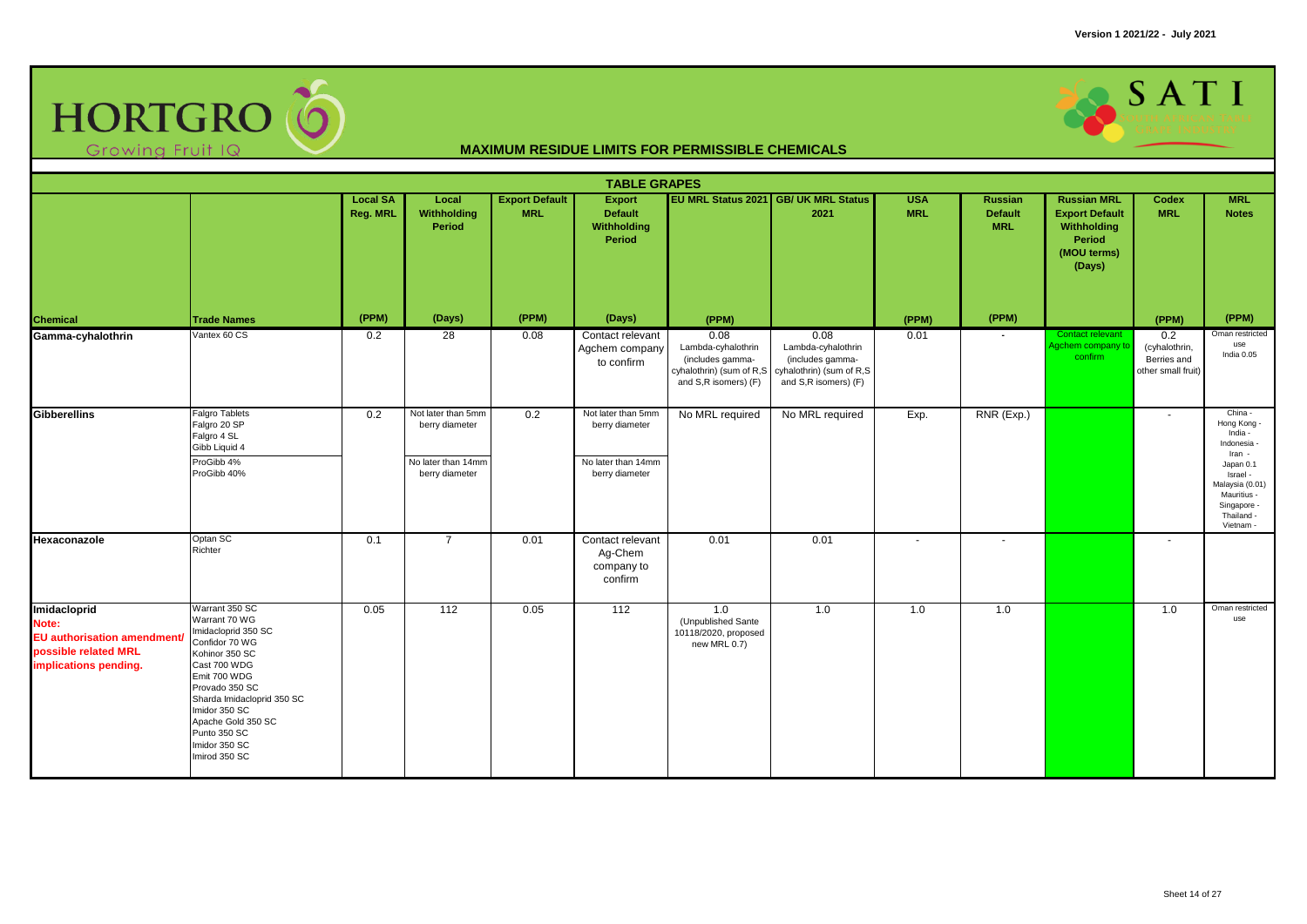HORTGRO Growing Fruit IQ

SATI

# MAXIMUM RESIDUE LIMITS FOR PERMISSIBLE CHEMICALS

Version 1 2021/22 - July 2021

## TABLE GRAPES

| Chemical | Trade Names | Local SA Reg. MRL (PPM) | Local Withholding Period (Days) | Export Default MRL (PPM) | Export Default Withholding Period (Days) | EU MRL Status 2021 (PPM) | GB/ UK MRL Status 2021 | USA MRL (PPM) | Russian Default MRL (PPM) | Russian MRL Export Default Withholding Period (MOU terms) (Days) | Codex MRL (PPM) | MRL Notes (PPM) |
|---|---|---|---|---|---|---|---|---|---|---|---|---|
| Gamma-cyhalothrin | Vantex 60 CS | 0.2 | 28 | 0.08 | Contact relevant Agchem company to confirm | 0.08 Lambda-cyhalothrin (includes gamma-cyhalothrin) (sum of R,S and S,R isomers) (F) | 0.08 Lambda-cyhalothrin (includes gamma-cyhalothrin) (sum of R,S and S,R isomers) (F) | 0.01 | - | Contact relevant Agchem company to confirm | 0.2 (cyhalothrin, Berries and other small fruit) | Oman restricted use India 0.05 |
| Gibberellins | Falgro Tablets Falgro 20 SP Falgro 4 SL Gibb Liquid 4 ProGibb 4% ProGibb 40% | 0.2 | Not later than 5mm berry diameter No later than 14mm berry diameter | 0.2 | Not later than 5mm berry diameter No later than 14mm berry diameter | No MRL required | No MRL required | Exp. | RNR (Exp.) | | - | China - Hong Kong - India - Indonesia - Iran - Japan 0.1 Israel - Malaysia (0.01) Mauritius - Singapore - Thailand - Vietnam - |
| Hexaconazole | Optan SC Richter | 0.1 | 7 | 0.01 | Contact relevant Ag-Chem company to confirm | 0.01 | 0.01 | - | - | | - | |
| Imidacloprid Note: EU authorisation amendment/ possible related MRL implications pending. | Warrant 350 SC Warrant 70 WG Imidacloprid 350 SC Confidor 70 WG Kohinor 350 SC Cast 700 WDG Emit 700 WDG Provado 350 SC Sharda Imidacloprid 350 SC Imidor 350 SC Apache Gold 350 SC Punto 350 SC Imidor 350 SC Imirod 350 SC | 0.05 | 112 | 0.05 | 112 | 1.0 (Unpublished Sante 10118/2020, proposed new MRL 0.7) | 1.0 | 1.0 | 1.0 | | 1.0 | Oman restricted use |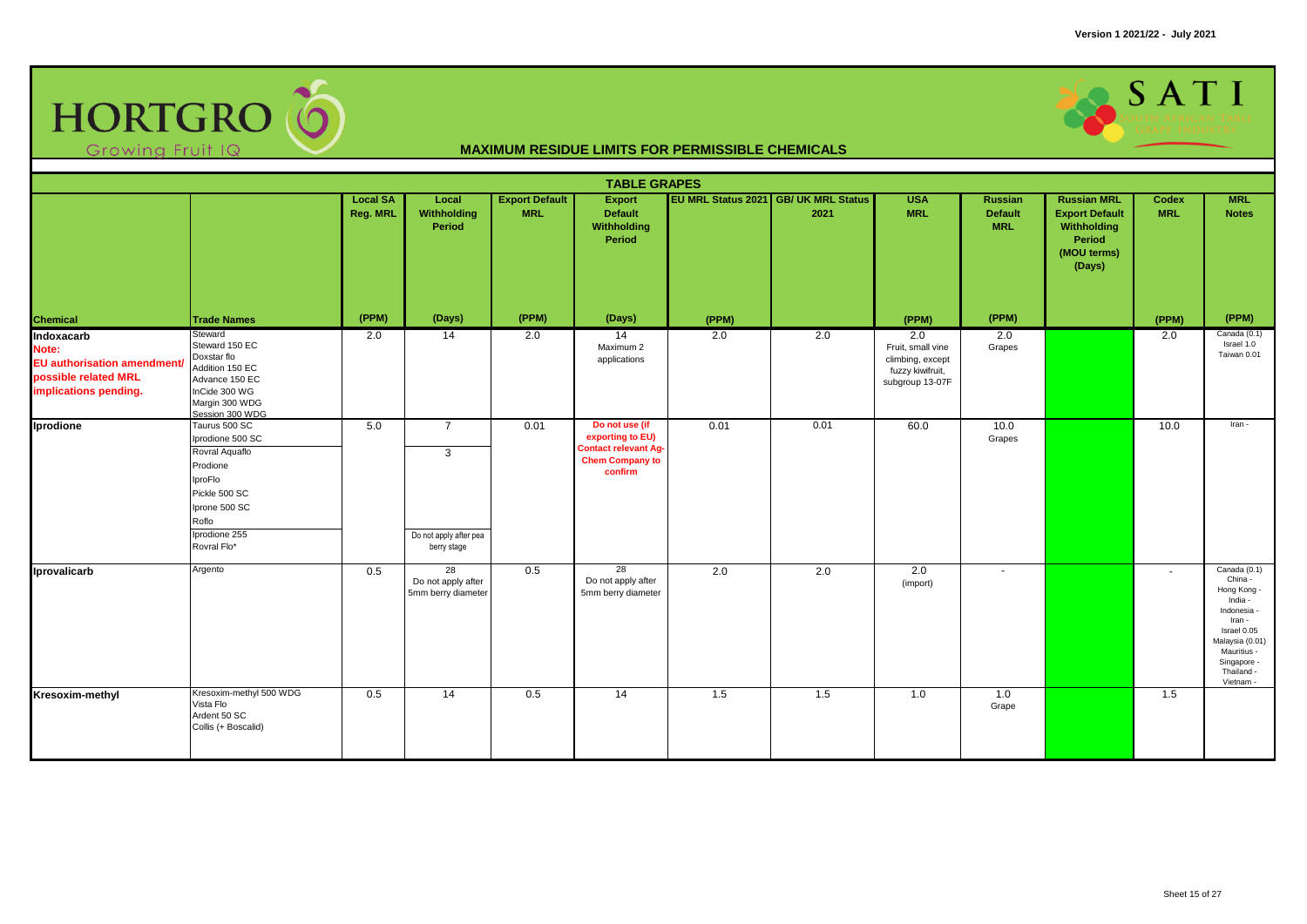Version 1 2021/22 - July 2021

HORTGRO
Growing Fruit IQ

SATI

## MAXIMUM RESIDUE LIMITS FOR PERMISSIBLE CHEMICALS

### TABLE GRAPES

| Chemical | Trade Names | Local SA Reg. MRL (PPM) | Local Withholding Period (Days) | Export Default MRL (PPM) | Export Default Withholding Period (Days) | EU MRL Status 2021 (PPM) | GB/ UK MRL Status 2021 | USA MRL (PPM) | Russian Default MRL (PPM) | Russian MRL Export Default Withholding Period (MOU terms) (Days) | Codex MRL (PPM) | MRL Notes (PPM) |
|---|---|---|---|---|---|---|---|---|---|---|---|---|
| **Indoxacarb** **Note: EU authorisation amendment/ possible related MRL implications pending.** | Steward<br>Steward 150 EC<br>Doxstar flo<br>Addition 150 EC<br>Advance 150 EC<br>InCide 300 WG<br>Margin 300 WDG<br>Session 300 WDG | 2.0 | 14 | 2.0 | 14<br>Maximum 2 applications | 2.0 | 2.0 | 2.0<br>Fruit, small vine climbing, except fuzzy kiwifruit, subgroup 13-07F | 2.0<br>Grapes | | 2.0 | Canada (0.1)<br>Israel 1.0<br>Taiwan 0.01 |
| **Iprodione** | Taurus 500 SC<br>Iprodione 500 SC | 5.0 | 7 | 0.01 | **Do not use (if exporting to EU)** **Contact relevant Ag-Chem Company to confirm** | 0.01 | 0.01 | 60.0 | 10.0<br>Grapes | | 10.0 | Iran - |
| | Rovral Aquaflo<br>Prodione<br>IproFlo<br>Pickle 500 SC<br>Iprone 500 SC<br>Roflo | | 3 | | | | | | | | | |
| | Iprodione 255<br>Rovral Flo* | | Do not apply after pea berry stage | | | | | | | | | |
| **Iprovalicarb** | Argento | 0.5 | 28<br>Do not apply after 5mm berry diameter | 0.5 | 28<br>Do not apply after 5mm berry diameter | 2.0 | 2.0 | 2.0<br>(import) | - | | - | Canada (0.1)<br>China -<br>Hong Kong -<br>India -<br>Indonesia -<br>Iran -<br>Israel 0.05<br>Malaysia (0.01)<br>Mauritius -<br>Singapore -<br>Thailand -<br>Vietnam - |
| **Kresoxim-methyl** | Kresoxim-methyl 500 WDG<br>Vista Flo<br>Ardent 50 SC<br>Collis (+ Boscalid) | 0.5 | 14 | 0.5 | 14 | 1.5 | 1.5 | 1.0 | 1.0<br>Grape | | 1.5 | |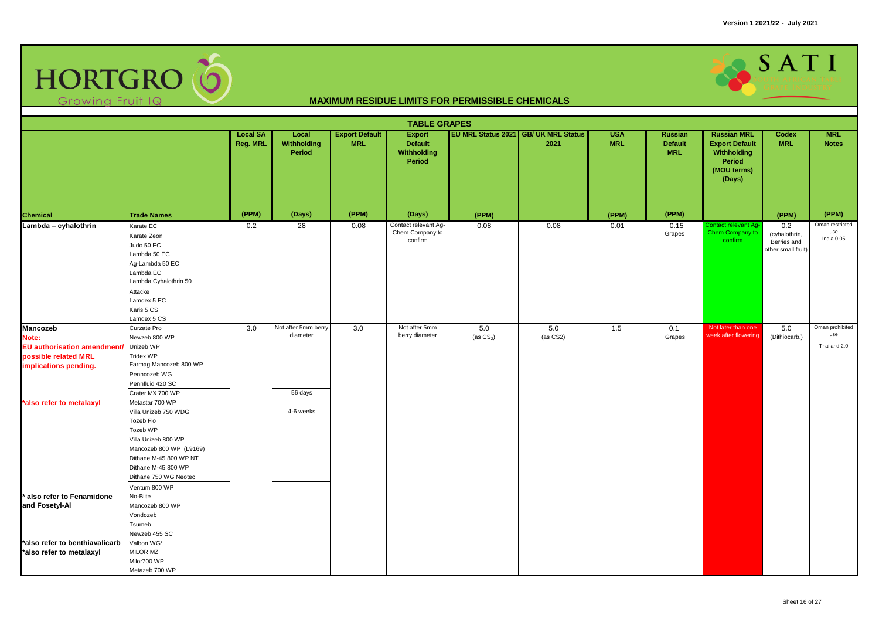Version 1 2021/22 - July 2021

HORTGRO Growing Fruit IQ

SATI

## MAXIMUM RESIDUE LIMITS FOR PERMISSIBLE CHEMICALS

### TABLE GRAPES

| Chemical | Trade Names | Local SA Reg. MRL (PPM) | Local Withholding Period (Days) | Export Default MRL (PPM) | Export Default Withholding Period (Days) | EU MRL Status 2021 (PPM) | GB/ UK MRL Status 2021 | USA MRL (PPM) | Russian Default MRL (PPM) | Russian MRL Export Default Withholding Period (MOU terms) (Days) | Codex MRL (PPM) | MRL Notes (PPM) |
|---|---|---|---|---|---|---|---|---|---|---|---|---|
| Lambda – cyhalothrin | Karate EC<br>Karate Zeon<br>Judo 50 EC<br>Lambda 50 EC<br>Ag-Lambda 50 EC<br>Lambda EC<br>Lambda Cyhalothrin 50<br>Attacke<br>Lamdex 5 EC<br>Karis 5 CS<br>Lamdex 5 CS | 0.2 | 28 | 0.08 | Contact relevant Ag-Chem Company to confirm | 0.08 | 0.08 | 0.01 | 0.15 Grapes | Contact relevant Ag-Chem Company to confirm | 0.2 (cyhalothrin, Berries and other small fruit) | Oman restricted use<br>India 0.05 |
| Mancozeb<br>Note:<br>EU authorisation amendment/ possible related MRL implications pending.<br><br>*also refer to metalaxyl<br><br>* also refer to Fenamidone and Fosetyl-Al<br><br>*also refer to benthiavalicarb<br>*also refer to metalaxyl | Curzate Pro<br>Newzeb 800 WP<br>Unizeb WP<br>Tridex WP<br>Farmag Mancozeb 800 WP<br>Penncozeb WG<br>Pennfluid 420 SC<br>Crater MX 700 WP<br>Metastar 700 WP<br>Villa Unizeb 750 WDG<br>Tozeb Flo<br>Tozeb WP<br>Villa Unizeb 800 WP<br>Mancozeb 800 WP (L9169)<br>Dithane M-45 800 WP NT<br>Dithane M-45 800 WP<br>Dithane 750 WG Neotec<br>Ventum 800 WP<br>No-Blite<br>Mancozeb 800 WP<br>Vondozeb<br>Tsumeb<br>Newzeb 455 SC<br>Valbon WG*<br>MILOR MZ<br>Milor700 WP<br>Metazeb 700 WP | 3.0 | Not after 5mm berry diameter<br><br>56 days (Crater MX 700 WP)<br><br>4-6 weeks (Metastar 700 WP) | 3.0 | Not after 5mm berry diameter | 5.0 (as $CS_2$) | 5.0 (as CS2) | 1.5 | 0.1 Grapes | Not later than one week after flowering | 5.0 (Dithiocarb.) | Oman prohibited use<br>Thailand 2.0 |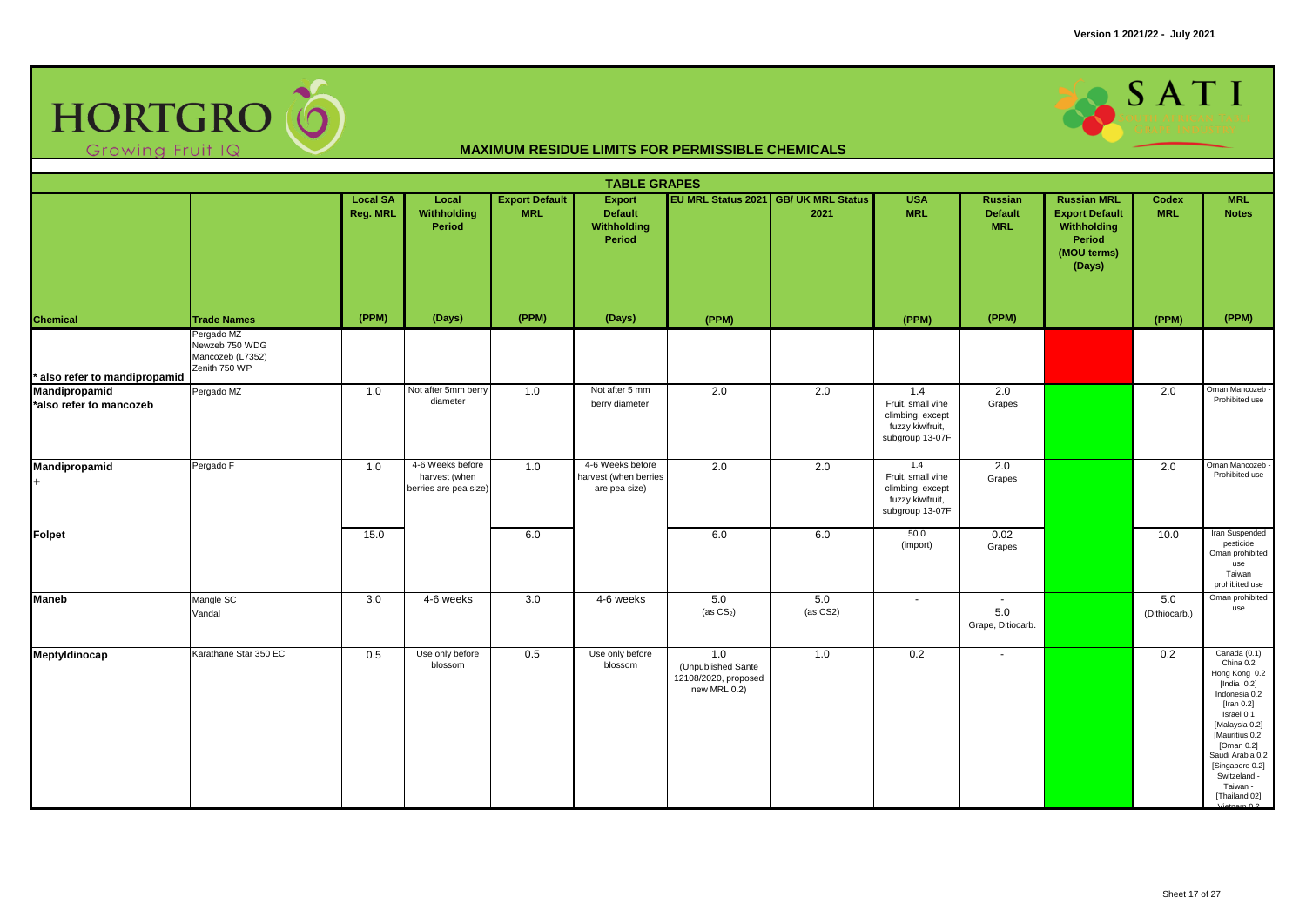# MAXIMUM RESIDUE LIMITS FOR PERMISSIBLE CHEMICALS

## TABLE GRAPES

| Chemical | Trade Names | Local SA Reg. MRL (PPM) | Local Withholding Period (Days) | Export Default MRL (PPM) | Export Default Withholding Period (Days) | EU MRL Status 2021 (PPM) | GB/ UK MRL Status 2021 | USA MRL (PPM) | Russian Default MRL (PPM) | Russian MRL Export Default Withholding Period (MOU terms) (Days) | Codex MRL (PPM) | MRL Notes (PPM) |
|---|---|---|---|---|---|---|---|---|---|---|---|---|
| * also refer to mandipropamid | Pergado MZ<br>Newzeb 750 WDG<br>Mancozeb (L7352)<br>Zenith 750 WP | | | | | | | | | | | |
| **Mandipropamid**<br>*also refer to mancozeb | Pergado MZ | 1.0 | Not after 5mm berry diameter | 1.0 | Not after 5 mm berry diameter | 2.0 | 2.0 | 1.4<br>Fruit, small vine climbing, except fuzzy kiwifruit, subgroup 13-07F | 2.0<br>Grapes | | 2.0 | Oman Mancozeb - Prohibited use |
| **Mandipropamid**<br>**+** | Pergado F | 1.0 | 4-6 Weeks before harvest (when berries are pea size) | 1.0 | 4-6 Weeks before harvest (when berries are pea size) | 2.0 | 2.0 | 1.4<br>Fruit, small vine climbing, except fuzzy kiwifruit, subgroup 13-07F | 2.0<br>Grapes | | 2.0 | Oman Mancozeb - Prohibited use |
| **Folpet** | | 15.0 | | 6.0 | | 6.0 | 6.0 | 50.0<br>(import) | 0.02<br>Grapes | | 10.0 | Iran Suspended pesticide<br>Oman prohibited use<br>Taiwan prohibited use |
| **Maneb** | Mangle SC<br>Vandal | 3.0 | 4-6 weeks | 3.0 | 4-6 weeks | 5.0<br>(as $CS_2$) | 5.0<br>(as CS2) | - | -<br>5.0<br>Grape, Ditiocarb. | | 5.0<br>(Dithiocarb.) | Oman prohibited use |
| **Meptyldinocap** | Karathane Star 350 EC | 0.5 | Use only before blossom | 0.5 | Use only before blossom | 1.0<br>(Unpublished Sante 12108/2020, proposed new MRL 0.2) | 1.0 | 0.2 | - | | 0.2 | Canada (0.1)<br>China 0.2<br>Hong Kong 0.2<br>[India 0.2]<br>Indonesia 0.2<br>[Iran 0.2]<br>Israel 0.1<br>[Malaysia 0.2]<br>[Mauritius 0.2]<br>[Oman 0.2]<br>Saudi Arabia 0.2<br>[Singapore 0.2]<br>Switzeland -<br>Taiwan -<br>[Thailand 02]<br>Vietnam 0.2 |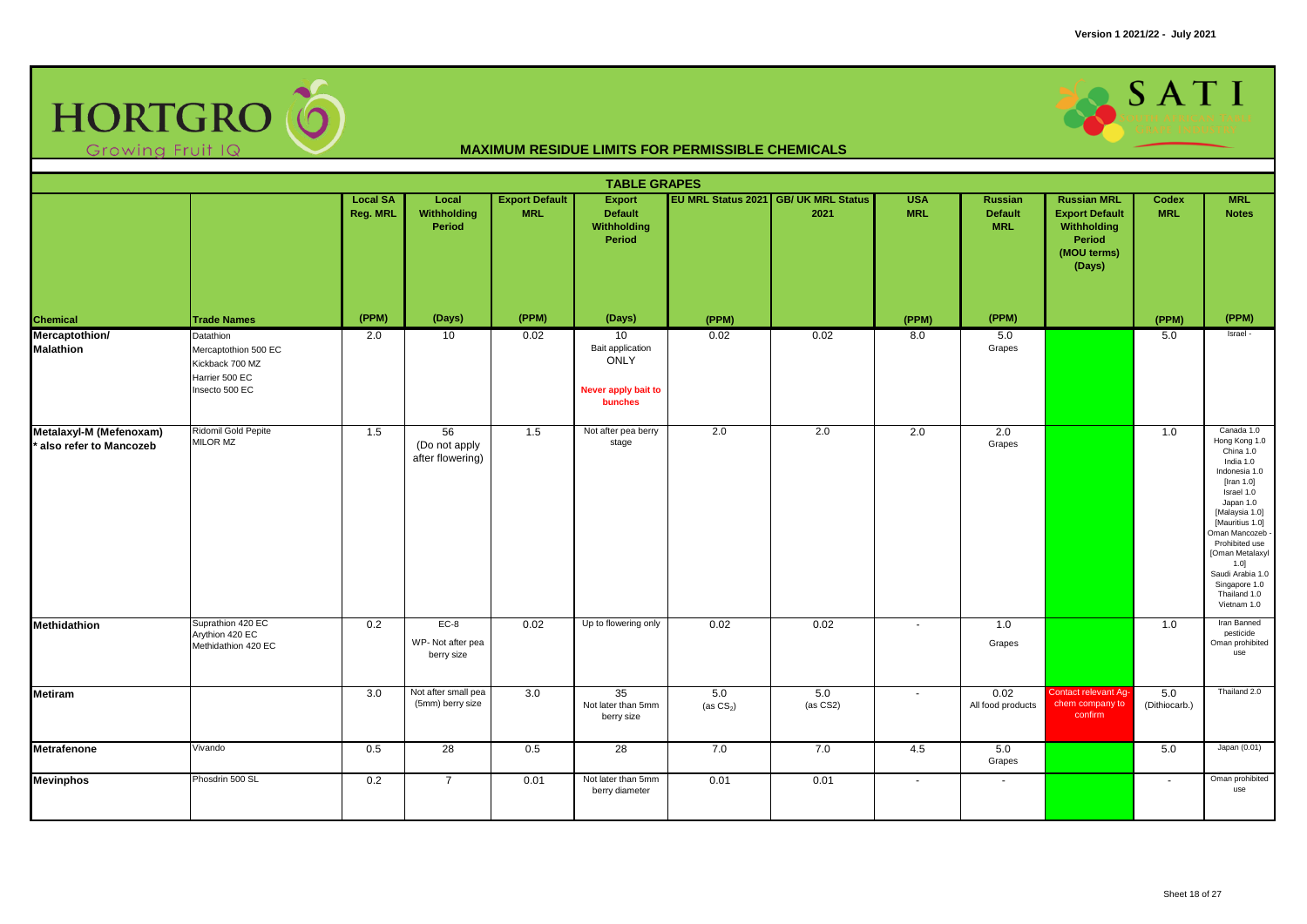**Version 1 2021/22 - July 2021**

HORTGRO Growing Fruit IQ

SATI

## MAXIMUM RESIDUE LIMITS FOR PERMISSIBLE CHEMICALS

### TABLE GRAPES

| Chemical | Trade Names | Local SA Reg. MRL (PPM) | Local Withholding Period (Days) | Export Default MRL (PPM) | Export Default Withholding Period (Days) | EU MRL Status 2021 (PPM) | GB/ UK MRL Status 2021 | USA MRL (PPM) | Russian Default MRL (PPM) | Russian MRL Export Default Withholding Period (MOU terms) (Days) | Codex MRL (PPM) | MRL Notes (PPM) |
|---|---|---|---|---|---|---|---|---|---|---|---|---|
| **Mercaptothion/ Malathion** | Datathion<br>Mercaptothion 500 EC<br>Kickback 700 MZ<br>Harrier 500 EC<br>Insecto 500 EC | 2.0 | 10 | 0.02 | 10<br>Bait application ONLY<br>**Never apply bait to bunches** | 0.02 | 0.02 | 8.0 | 5.0<br>Grapes | | 5.0 | Israel - |
| **Metalaxyl-M (Mefenoxam)**<br>**\* also refer to Mancozeb** | Ridomil Gold Pepite<br>MILOR MZ | 1.5 | 56<br>(Do not apply after flowering) | 1.5 | Not after pea berry stage | 2.0 | 2.0 | 2.0 | 2.0<br>Grapes | | 1.0 | Canada 1.0<br>Hong Kong 1.0<br>China 1.0<br>India 1.0<br>Indonesia 1.0<br>[Iran 1.0]<br>Israel 1.0<br>Japan 1.0<br>[Malaysia 1.0]<br>[Mauritius 1.0]<br>Oman Mancozeb - Prohibited use<br>[Oman Metalaxyl 1.0]<br>Saudi Arabia 1.0<br>Singapore 1.0<br>Thailand 1.0<br>Vietnam 1.0 |
| **Methidathion** | Suprathion 420 EC<br>Arythion 420 EC<br>Methidathion 420 EC | 0.2 | EC-8<br>WP- Not after pea berry size | 0.02 | Up to flowering only | 0.02 | 0.02 | - | 1.0<br>Grapes | | 1.0 | Iran Banned pesticide<br>Oman prohibited use |
| **Metiram** | | 3.0 | Not after small pea (5mm) berry size | 3.0 | 35<br>Not later than 5mm berry size | 5.0<br>(as $CS_2$) | 5.0<br>(as CS2) | - | 0.02<br>All food products | Contact relevant Ag-chem company to confirm | 5.0<br>(Dithiocarb.) | Thailand 2.0 |
| **Metrafenone** | Vivando | 0.5 | 28 | 0.5 | 28 | 7.0 | 7.0 | 4.5 | 5.0<br>Grapes | | 5.0 | Japan (0.01) |
| **Mevinphos** | Phosdrin 500 SL | 0.2 | 7 | 0.01 | Not later than 5mm berry diameter | 0.01 | 0.01 | - | - | | - | Oman prohibited use |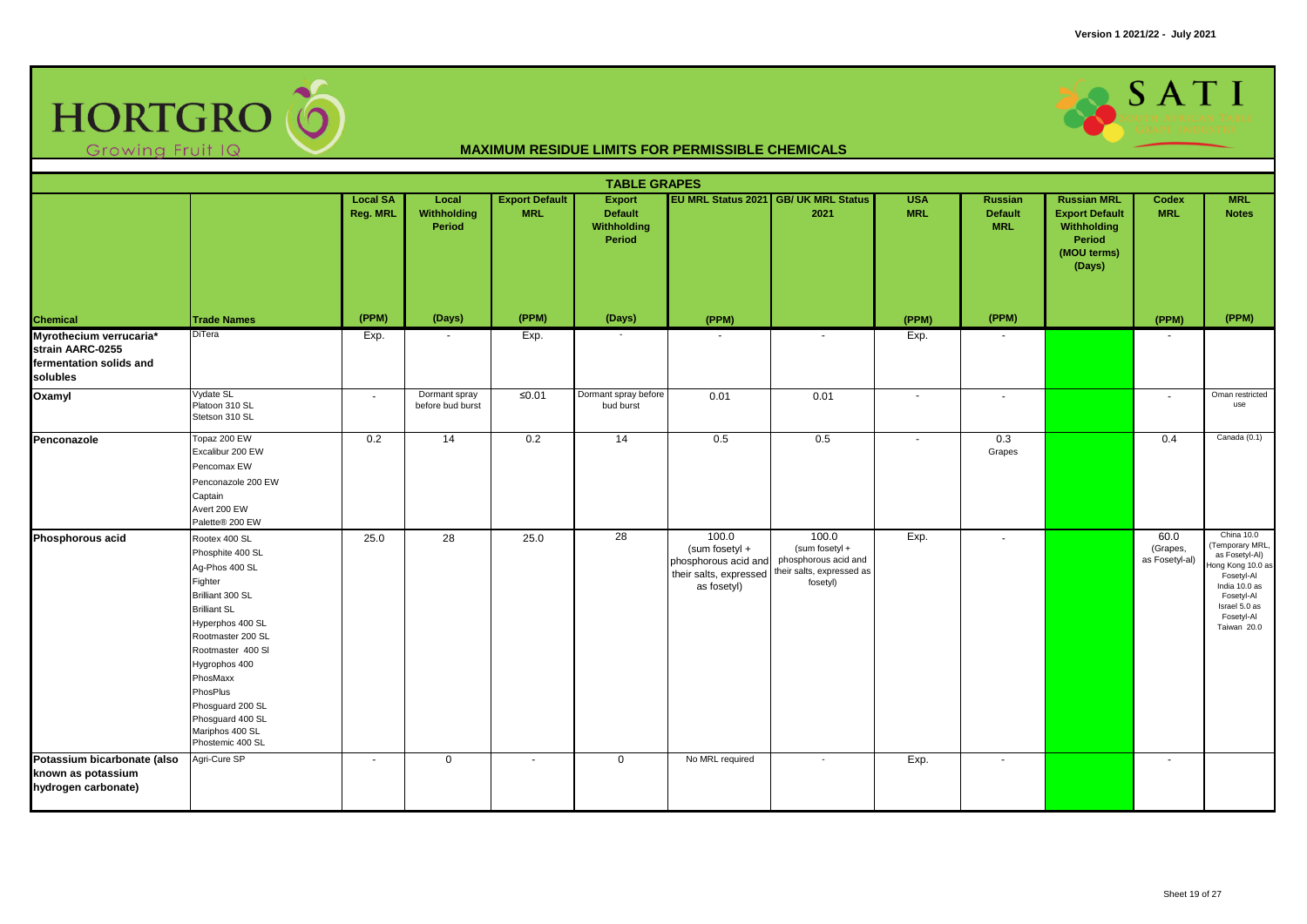## MAXIMUM RESIDUE LIMITS FOR PERMISSIBLE CHEMICALS

Version 1 2021/22 - July 2021

### TABLE GRAPES

| Chemical | Trade Names | Local SA Reg. MRL (PPM) | Local Withholding Period (Days) | Export Default MRL (PPM) | Export Default Withholding Period (Days) | EU MRL Status 2021 (PPM) | GB/ UK MRL Status 2021 | USA MRL (PPM) | Russian Default MRL (PPM) | Russian MRL Export Default Withholding Period (MOU terms) (Days) | Codex MRL (PPM) | MRL Notes (PPM) |
|---|---|---|---|---|---|---|---|---|---|---|---|---|
| Myrothecium verrucaria* strain AARC-0255 fermentation solids and solubles | DiTera | Exp. | - | Exp. | - | - | - | Exp. | - | | - | |
| Oxamyl | Vydate SL<br>Platoon 310 SL<br>Stetson 310 SL | - | Dormant spray before bud burst | ≤0.01 | Dormant spray before bud burst | 0.01 | 0.01 | - | - | | - | Oman restricted use |
| Penconazole | Topaz 200 EW<br>Excalibur 200 EW<br>Pencomax EW<br>Penconazole 200 EW<br>Captain<br>Avert 200 EW<br>Palette® 200 EW | 0.2 | 14 | 0.2 | 14 | 0.5 | 0.5 | - | 0.3 Grapes | | 0.4 | Canada (0.1) |
| Phosphorous acid | Rootex 400 SL<br>Phosphite 400 SL<br>Ag-Phos 400 SL<br>Fighter<br>Brilliant 300 SL<br>Brilliant SL<br>Hyperphos 400 SL<br>Rootmaster 200 SL<br>Rootmaster 400 Sl<br>Hygrophos 400<br>PhosMaxx<br>PhosPlus<br>Phosguard 200 SL<br>Phosguard 400 SL<br>Mariphos 400 SL<br>Phostemic 400 SL | 25.0 | 28 | 25.0 | 28 | 100.0 (sum fosetyl + phosphorous acid and their salts, expressed as fosetyl) | 100.0 (sum fosetyl + phosphorous acid and their salts, expressed as fosetyl) | Exp. | - | | 60.0 (Grapes, as Fosetyl-al) | China 10.0 (Temporary MRL, as Fosetyl-Al) Hong Kong 10.0 as Fosetyl-Al India 10.0 as Fosetyl-Al Israel 5.0 as Fosetyl-Al Taiwan 20.0 |
| Potassium bicarbonate (also known as potassium hydrogen carbonate) | Agri-Cure SP | - | 0 | - | 0 | No MRL required | - | Exp. | - | | - | |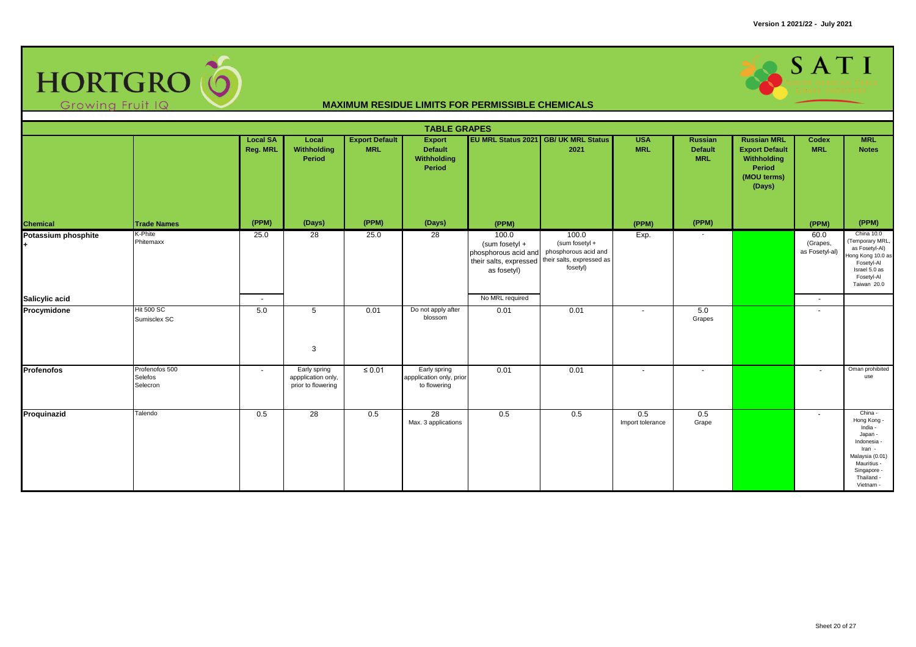Version 1 2021/22 - July 2021

# MAXIMUM RESIDUE LIMITS FOR PERMISSIBLE CHEMICALS

## TABLE GRAPES

| Chemical | Trade Names | Local SA Reg. MRL | Local Withholding Period | Export Default MRL | Export Default Withholding Period | EU MRL Status 2021 | GB/ UK MRL Status 2021 | USA MRL | Russian Default MRL | Russian MRL Export Default Withholding Period (MOU terms) (Days) | Codex MRL | MRL Notes |
|---|---|---|---|---|---|---|---|---|---|---|---|---|
| | | (PPM) | (Days) | (PPM) | (Days) | (PPM) | | (PPM) | (PPM) | | (PPM) | (PPM) |
| Potassium phosphite + | K-Phite<br>Phitemaxx | 25.0 | 28 | 25.0 | 28 | 100.0 (sum fosetyl + phosphorous acid and their salts, expressed as fosetyl) | 100.0 (sum fosetyl + phosphorous acid and their salts, expressed as fosetyl) | Exp. | - | | 60.0 (Grapes, as Fosetyl-al) | China 10.0 (Temporary MRL, as Fosetyl-Al) Hong Kong 10.0 as Fosetyl-Al Israel 5.0 as Fosetyl-Al Taiwan 20.0 |
| Salicylic acid | | - | | | | No MRL required | | | | | - | |
| Procymidone | Hit 500 SC<br>Sumisclex SC | 5.0 | 5<br><br>3 | 0.01 | Do not apply after blossom | 0.01 | 0.01 | - | 5.0 Grapes | | - | |
| Profenofos | Profenofos 500<br>Selefos<br>Selecron | - | Early spring appplication only, prior to flowering | ≤ 0.01 | Early spring appplication only, prior to flowering | 0.01 | 0.01 | - | - | | - | Oman prohibited use |
| Proquinazid | Talendo | 0.5 | 28 | 0.5 | 28<br>Max. 3 applications | 0.5 | 0.5 | 0.5 Import tolerance | 0.5 Grape | | - | China - Hong Kong - India - Japan - Indonesia - Iran - Malaysia (0.01) Mauritius - Singapore - Thailand - Vietnam - |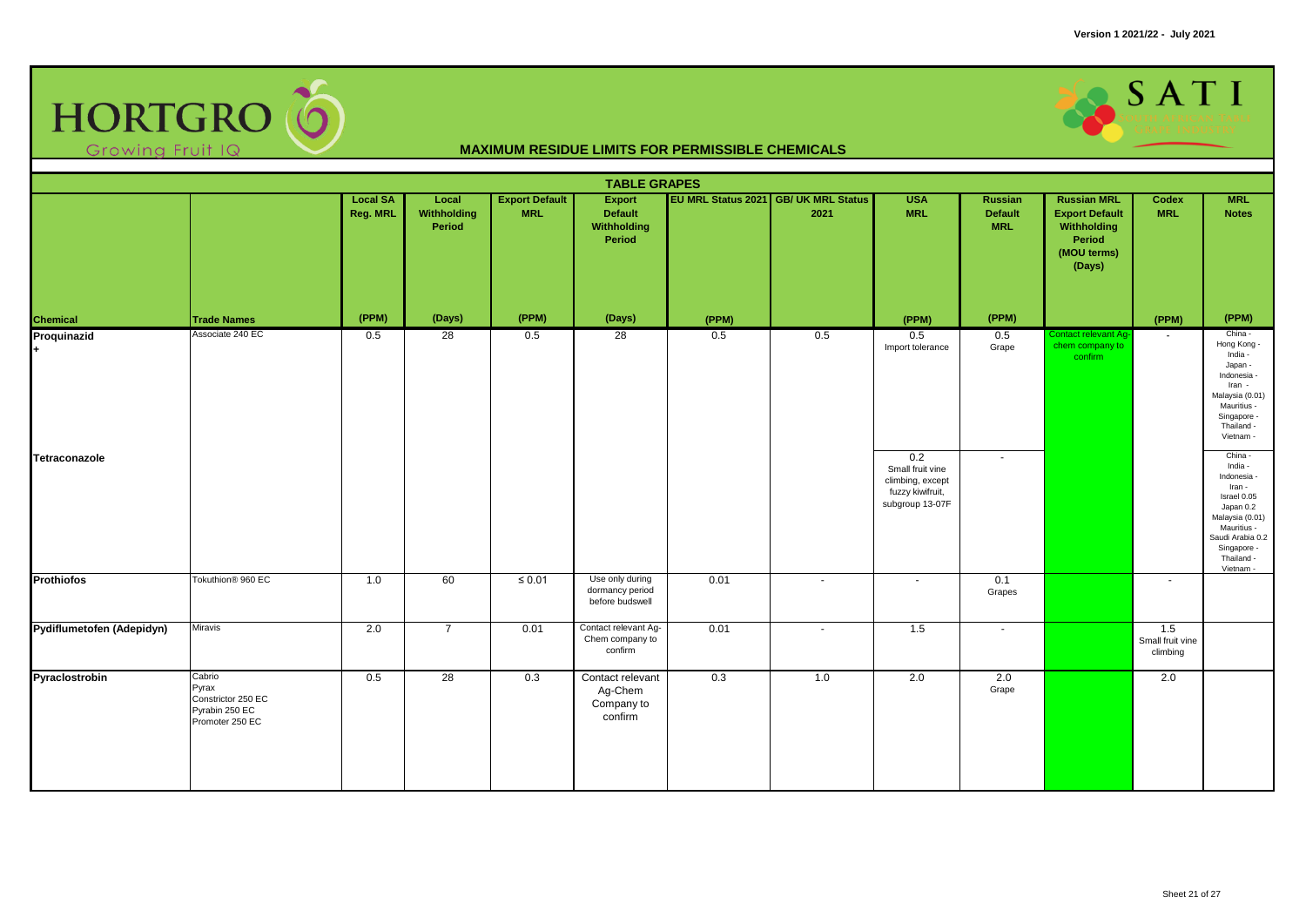# MAXIMUM RESIDUE LIMITS FOR PERMISSIBLE CHEMICALS

## TABLE GRAPES

| Chemical | Trade Names | Local SA Reg. MRL (PPM) | Local Withholding Period (Days) | Export Default MRL (PPM) | Export Default Withholding Period (Days) | EU MRL Status 2021 (PPM) | GB/ UK MRL Status 2021 | USA MRL (PPM) | Russian Default MRL (PPM) | Russian MRL Export Default Withholding Period (MOU terms) (Days) | Codex MRL (PPM) | MRL Notes (PPM) |
|---|---|---|---|---|---|---|---|---|---|---|---|---|
| Proquinazid + | Associate 240 EC | 0.5 | 28 | 0.5 | 28 | 0.5 | 0.5 | 0.5 Import tolerance | 0.5 Grape | Contact relevant Ag-chem company to confirm | - | China - Hong Kong - India - Japan - Indonesia - Iran - Malaysia (0.01) Mauritius - Singapore - Thailand - Vietnam - |
| Tetraconazole | | | | | | | | 0.2 Small fruit vine climbing, except fuzzy kiwifruit, subgroup 13-07F | - | | | China - India - Indonesia - Iran - Israel 0.05 Japan 0.2 Malaysia (0.01) Mauritius - Saudi Arabia 0.2 Singapore - Thailand - Vietnam - |
| Prothiofos | Tokuthion® 960 EC | 1.0 | 60 | ≤ 0.01 | Use only during dormancy period before budswell | 0.01 | - | - | 0.1 Grapes | | - | |
| Pydiflumetofen (Adepidyn) | Miravis | 2.0 | 7 | 0.01 | Contact relevant Ag-Chem company to confirm | 0.01 | - | 1.5 | - | | 1.5 Small fruit vine climbing | |
| Pyraclostrobin | Cabrio<br>Pyrax<br>Constrictor 250 EC<br>Pyrabin 250 EC<br>Promoter 250 EC | 0.5 | 28 | 0.3 | Contact relevant Ag-Chem Company to confirm | 0.3 | 1.0 | 2.0 | 2.0 Grape | | 2.0 | |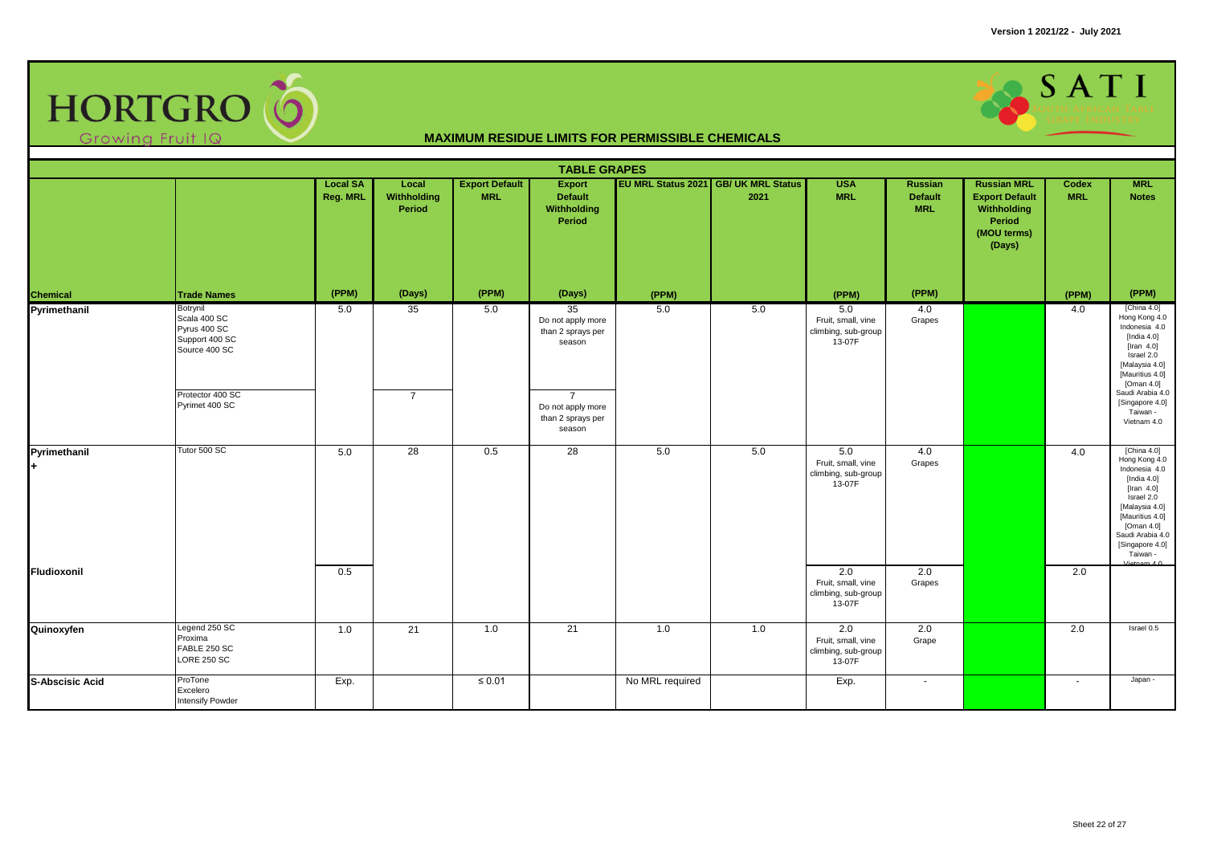Version 1 2021/22 - July 2021

HORTGRO Growing Fruit IQ

SATI

## MAXIMUM RESIDUE LIMITS FOR PERMISSIBLE CHEMICALS

### TABLE GRAPES

| Chemical | Trade Names | Local SA Reg. MRL (PPM) | Local Withholding Period (Days) | Export Default MRL (PPM) | Export Default Withholding Period (Days) | EU MRL Status 2021 (PPM) | GB/ UK MRL Status 2021 | USA MRL (PPM) | Russian Default MRL (PPM) | Russian MRL Export Default Withholding Period (MOU terms) (Days) | Codex MRL (PPM) | MRL Notes (PPM) |
|---|---|---|---|---|---|---|---|---|---|---|---|---|
| Pyrimethanil | Botrynil<br>Scala 400 SC<br>Pyrus 400 SC<br>Support 400 SC<br>Source 400 SC | 5.0 | 35 | 5.0 | 35<br>Do not apply more than 2 sprays per season | 5.0 | 5.0 | 5.0<br>Fruit, small, vine climbing, sub-group 13-07F | 4.0<br>Grapes | | 4.0 | [China 4.0]<br>Hong Kong 4.0<br>Indonesia 4.0<br>[India 4.0]<br>[Iran 4.0]<br>Israel 2.0<br>[Malaysia 4.0]<br>[Mauritius 4.0]<br>[Oman 4.0]<br>Saudi Arabia 4.0<br>[Singapore 4.0]<br>Taiwan -<br>Vietnam 4.0 |
| | Protector 400 SC<br>Pyrimet 400 SC | | 7 | | 7<br>Do not apply more than 2 sprays per season | | | | | | | |
| Pyrimethanil<br>+ | Tutor 500 SC | 5.0 | 28 | 0.5 | 28 | 5.0 | 5.0 | 5.0<br>Fruit, small, vine climbing, sub-group 13-07F | 4.0<br>Grapes | | 4.0 | [China 4.0]<br>Hong Kong 4.0<br>Indonesia 4.0<br>[India 4.0]<br>[Iran 4.0]<br>Israel 2.0<br>[Malaysia 4.0]<br>[Mauritius 4.0]<br>[Oman 4.0]<br>Saudi Arabia 4.0<br>[Singapore 4.0]<br>Taiwan -<br>Vietnam 4.0 |
| Fludioxonil | | 0.5 | | | | | | 2.0<br>Fruit, small, vine climbing, sub-group 13-07F | 2.0<br>Grapes | | 2.0 | |
| Quinoxyfen | Legend 250 SC<br>Proxima<br>FABLE 250 SC<br>LORE 250 SC | 1.0 | 21 | 1.0 | 21 | 1.0 | 1.0 | 2.0<br>Fruit, small, vine climbing, sub-group 13-07F | 2.0<br>Grape | | 2.0 | Israel 0.5 |
| S-Abscisic Acid | ProTone<br>Excelero<br>Intensify Powder | Exp. | | ≤ 0.01 | | No MRL required | | Exp. | - | | - | Japan - |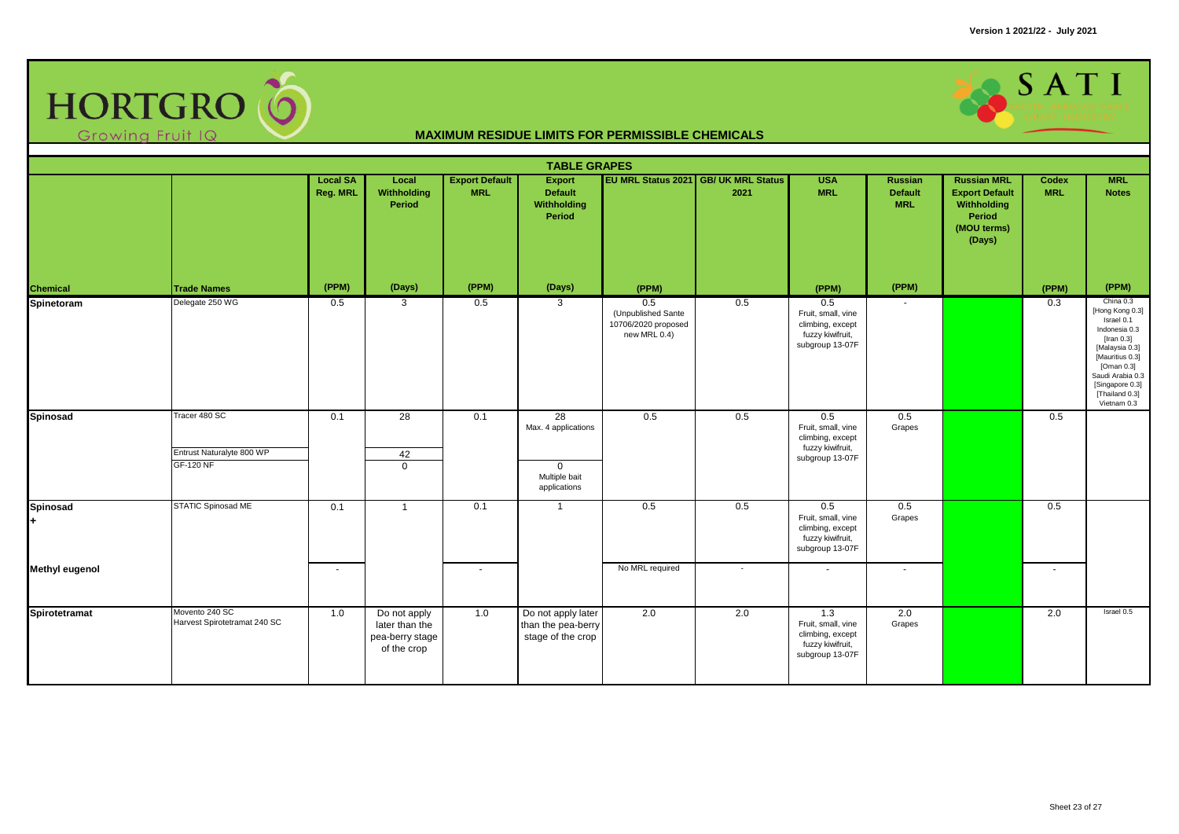# MAXIMUM RESIDUE LIMITS FOR PERMISSIBLE CHEMICALS

## TABLE GRAPES

| Chemical | Trade Names | Local SA Reg. MRL (PPM) | Local Withholding Period (Days) | Export Default MRL (PPM) | Export Default Withholding Period (Days) | EU MRL Status 2021 (PPM) | GB/ UK MRL Status 2021 | USA MRL (PPM) | Russian Default MRL (PPM) | Russian MRL Export Default Withholding Period (MOU terms) (Days) | Codex MRL (PPM) | MRL Notes (PPM) |
|---|---|---|---|---|---|---|---|---|---|---|---|---|
| **Spinetoram** | Delegate 250 WG | 0.5 | 3 | 0.5 | 3 | 0.5 (Unpublished Sante 10706/2020 proposed new MRL 0.4) | 0.5 | 0.5 Fruit, small, vine climbing, except fuzzy kiwifruit, subgroup 13-07F | - | | 0.3 | China 0.3 [Hong Kong 0.3] Israel 0.1 Indonesia 0.3 [Iran 0.3] [Malaysia 0.3] [Mauritius 0.3] [Oman 0.3] Saudi Arabia 0.3 [Singapore 0.3] [Thailand 0.3] Vietnam 0.3 |
| **Spinosad** | Tracer 480 SC<br>Entrust Naturalyte 800 WP<br>GF-120 NF | 0.1 | 28<br>42<br>0 | 0.1 | 28 Max. 4 applications<br>0 Multiple bait applications | 0.5 | 0.5 | 0.5 Fruit, small, vine climbing, except fuzzy kiwifruit, subgroup 13-07F | 0.5 Grapes | | 0.5 | |
| **Spinosad +** | STATIC Spinosad ME | 0.1 | 1 | 0.1 | 1 | 0.5 | 0.5 | 0.5 Fruit, small, vine climbing, except fuzzy kiwifruit, subgroup 13-07F | 0.5 Grapes | | 0.5 | |
| **Methyl eugenol** | | - | | - | | No MRL required | - | - | - | | - | |
| **Spirotetramat** | Movento 240 SC<br>Harvest Spirotetramat 240 SC | 1.0 | Do not apply later than the pea-berry stage of the crop | 1.0 | Do not apply later than the pea-berry stage of the crop | 2.0 | 2.0 | 1.3 Fruit, small, vine climbing, except fuzzy kiwifruit, subgroup 13-07F | 2.0 Grapes | | 2.0 | Israel 0.5 |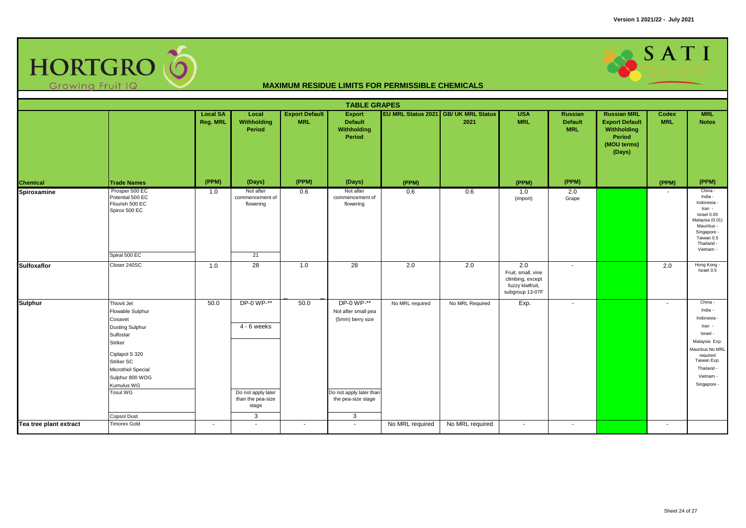# MAXIMUM RESIDUE LIMITS FOR PERMISSIBLE CHEMICALS

## TABLE GRAPES

| Chemical | Trade Names | Local SA Reg. MRL (PPM) | Local Withholding Period (Days) | Export Default MRL (PPM) | Export Default Withholding Period (Days) | EU MRL Status 2021 (PPM) | GB/ UK MRL Status 2021 | USA MRL (PPM) | Russian Default MRL (PPM) | Russian MRL Export Default Withholding Period (MOU terms) (Days) | Codex MRL (PPM) | MRL Notes (PPM) |
|---|---|---|---|---|---|---|---|---|---|---|---|---|
| Spiroxamine | Prosper 500 EC<br>Potential 500 EC<br>Flourish 500 EC<br>Spirox 500 EC | 1.0 | Not after commencement of flowering | 0.6 | Not after commencement of flowering | 0.6 | 0.6 | 1.0 (import) | 2.0 Grape | | - | China -<br>India -<br>Indonesia -<br>Iran -<br>Israel 0.05<br>Malaysia (0.01)<br>Mauritius -<br>Singapore -<br>Taiwan 0.5<br>Thailand -<br>Vietnam - |
| | Spiral 500 EC | | 21 | | | | | | | | | |
| Sulfoxaflor | Closer 240SC | 1.0 | 28 | 1.0 | 28 | 2.0 | 2.0 | 2.0 Fruit, small, vine climbing, except fuzzy kiwifruit, subgroup 13-07F | - | | 2.0 | Hong Kong -<br>Israel 0.5 |
| Sulphur | Thiovit Jet<br>Flowable Sulphur<br>Cosavet<br>Dusting Sulphur<br>Sulfostar<br>Striker<br>Ciplapol S 320<br>Striker SC<br>Microthiol Special<br>Sulphur 800 WDG<br>Kumulus WG | 50.0 | DP-0 WP-**<br><br>4 - 6 weeks | 50.0 | DP-0 WP-**<br>Not after small pea (5mm) berry size | No MRL required | No MRL Required | Exp. | - | | - | China -<br>India -<br>Indonesia -<br>Iran -<br>Israel -<br>Malaysia Exp.<br>Mauritius No MRL required<br>Taiwan Exp.<br>Thailand -<br>Vietnam -<br>Singapore - |
| | Tosul WG | | Do not apply later than the pea-size stage | | Do not apply later than the pea-size stage | | | | | | | |
| | Copsol Dust | | 3 | | 3 | | | | | | | |
| Tea tree plant extract | Timorex Gold | - | - | - | - | No MRL required | No MRL required | - | - | | - | |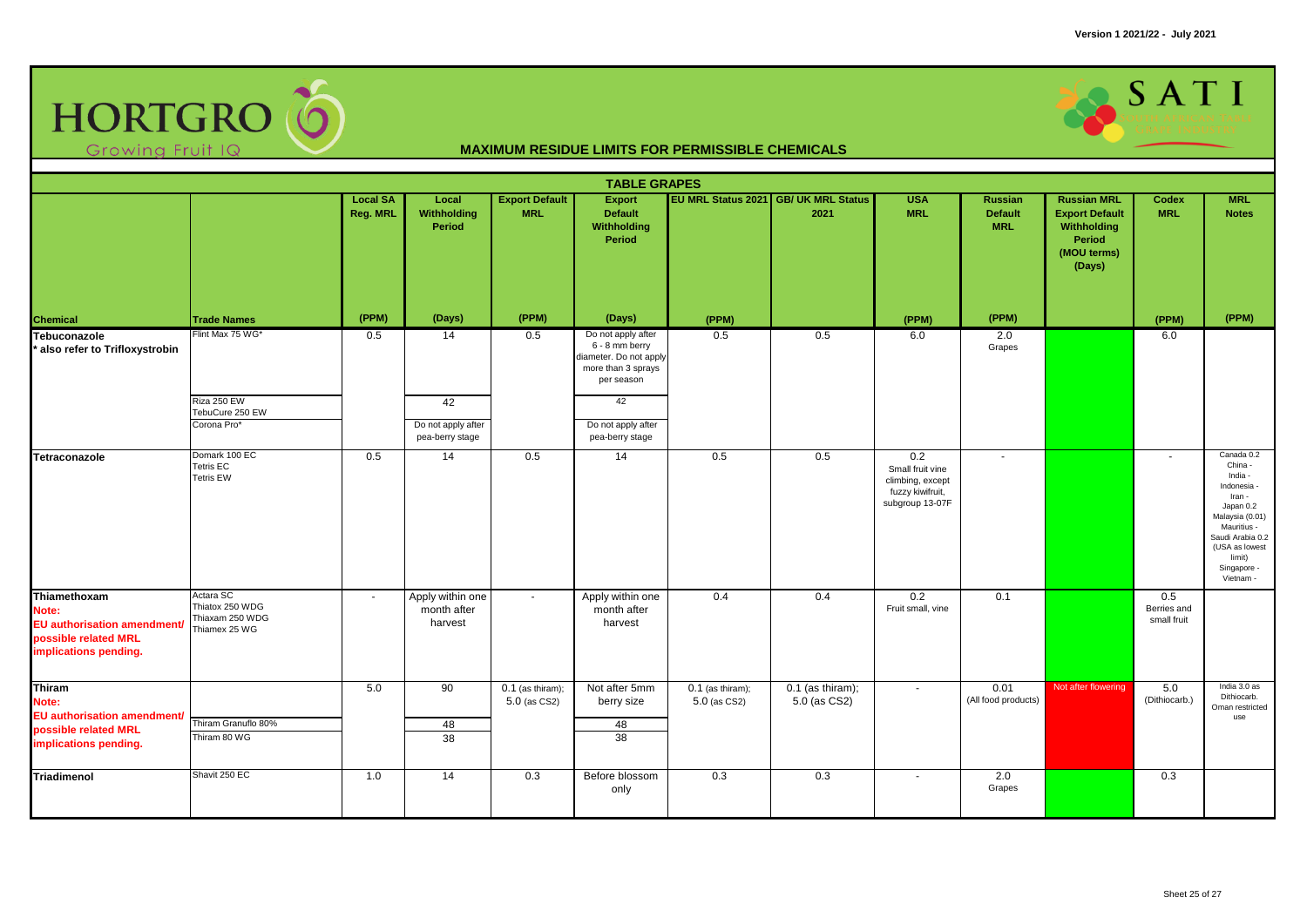# MAXIMUM RESIDUE LIMITS FOR PERMISSIBLE CHEMICALS

## TABLE GRAPES

| Chemical | Trade Names | Local SA Reg. MRL (PPM) | Local Withholding Period (Days) | Export Default MRL (PPM) | Export Default Withholding Period (Days) | EU MRL Status 2021 (PPM) | GB/ UK MRL Status 2021 | USA MRL (PPM) | Russian Default MRL (PPM) | Russian MRL Export Default Withholding Period (MOU terms) (Days) | Codex MRL (PPM) | MRL Notes (PPM) |
|---|---|---|---|---|---|---|---|---|---|---|---|---|
| **Tebuconazole** * also refer to Trifloxystrobin | Flint Max 75 WG* | 0.5 | 14 | 0.5 | Do not apply after 6 - 8 mm berry diameter. Do not apply more than 3 sprays per season | 0.5 | 0.5 | 6.0 | 2.0 Grapes | | 6.0 | |
| | Riza 250 EW<br>TebuCure 250 EW | | 42 | | 42 | | | | | | | |
| | Corona Pro* | | Do not apply after pea-berry stage | | Do not apply after pea-berry stage | | | | | | | |
| **Tetraconazole** | Domark 100 EC<br>Tetris EC<br>Tetris EW | 0.5 | 14 | 0.5 | 14 | 0.5 | 0.5 | 0.2 Small fruit vine climbing, except fuzzy kiwifruit, subgroup 13-07F | - | | - | Canada 0.2<br>China -<br>India -<br>Indonesia -<br>Iran -<br>Japan 0.2<br>Malaysia (0.01)<br>Mauritius -<br>Saudi Arabia 0.2<br>(USA as lowest limit)<br>Singapore -<br>Vietnam - |
| **Thiamethoxam**<br>**Note: EU authorisation amendment/ possible related MRL implications pending.** | Actara SC<br>Thiatox 250 WDG<br>Thiaxam 250 WDG<br>Thiamex 25 WG | - | Apply within one month after harvest | - | Apply within one month after harvest | 0.4 | 0.4 | 0.2 Fruit small, vine | 0.1 | | 0.5 Berries and small fruit | |
| **Thiram**<br>**Note: EU authorisation amendment/ possible related MRL implications pending.** | | 5.0 | 90 | 0.1 (as thiram); 5.0 (as CS2) | Not after 5mm berry size | 0.1 (as thiram); 5.0 (as CS2) | 0.1 (as thiram); 5.0 (as CS2) | - | 0.01 (All food products) | Not after flowering | 5.0 (Dithiocarb.) | India 3.0 as Dithiocarb. Oman restricted use |
| | Thiram Granuflo 80% | | 48 | | 48 | | | | | | | |
| | Thiram 80 WG | | 38 | | 38 | | | | | | | |
| **Triadimenol** | Shavit 250 EC | 1.0 | 14 | 0.3 | Before blossom only | 0.3 | 0.3 | - | 2.0 Grapes | | 0.3 | |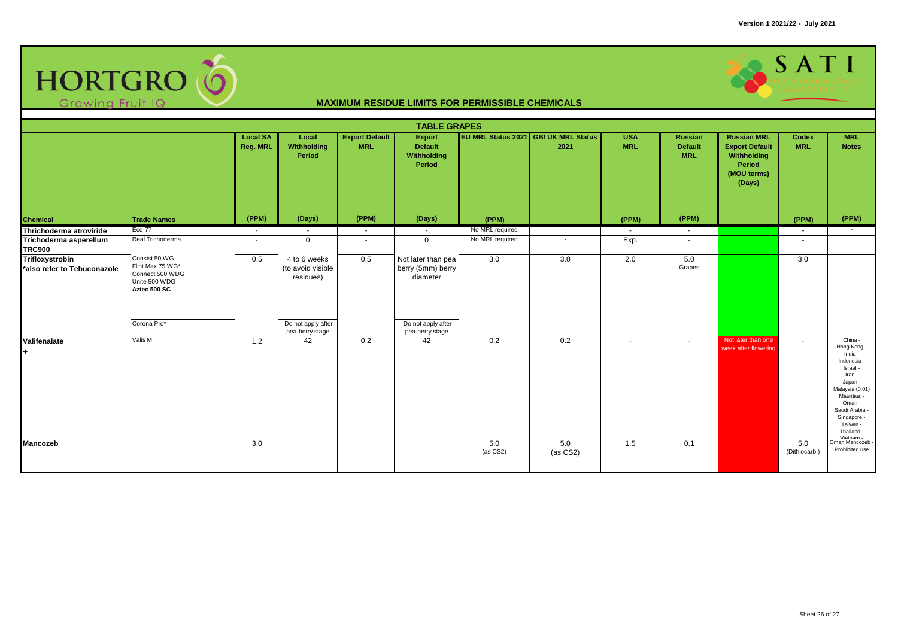# MAXIMUM RESIDUE LIMITS FOR PERMISSIBLE CHEMICALS

## TABLE GRAPES

| Chemical | Trade Names | Local SA Reg. MRL (PPM) | Local Withholding Period (Days) | Export Default MRL (PPM) | Export Default Withholding Period (Days) | EU MRL Status 2021 (PPM) | GB/ UK MRL Status 2021 | USA MRL (PPM) | Russian Default MRL (PPM) | Russian MRL Export Default Withholding Period (MOU terms) (Days) | Codex MRL (PPM) | MRL Notes (PPM) |
|---|---|---|---|---|---|---|---|---|---|---|---|---|
| **Thrichoderma atroviride** | Eco-77 | - | - | - | - | No MRL required | - | - | - | | - | - |
| **Trichoderma asperellum TRC900** | Real Trichoderma | - | 0 | - | 0 | No MRL required | - | Exp. | - | | - | |
| **Trifloxystrobin** *also refer to Tebuconazole | Consist 50 WG<br>Flint Max 75 WG*<br>Connect 500 WDG<br>Unite 500 WDG<br>**Aztec 500 SC** | 0.5 | 4 to 6 weeks (to avoid visible residues) | 0.5 | Not later than pea berry (5mm) berry diameter | 3.0 | 3.0 | 2.0 | 5.0 Grapes | | 3.0 | |
| | Corona Pro* | | Do not apply after pea-berry stage | | Do not apply after pea-berry stage | | | | | | | |
| **Valifenalate +** | Valis M | 1.2 | 42 | 0.2 | 42 | 0.2 | 0.2 | - | - | Not later than one week after flowering | - | China - Hong Kong - India - Indonesia - Israel - Iran - Japan - Malaysia (0.01) Mauritius - Oman - Saudi Arabia - Singapore - Taiwan - Thailand - Vietnam - |
| **Mancozeb** | | 3.0 | | | | 5.0 (as CS2) | 5.0 (as CS2) | 1.5 | 0.1 | | 5.0 (Dithiocarb.) | Oman Mancozeb - Prohibited use |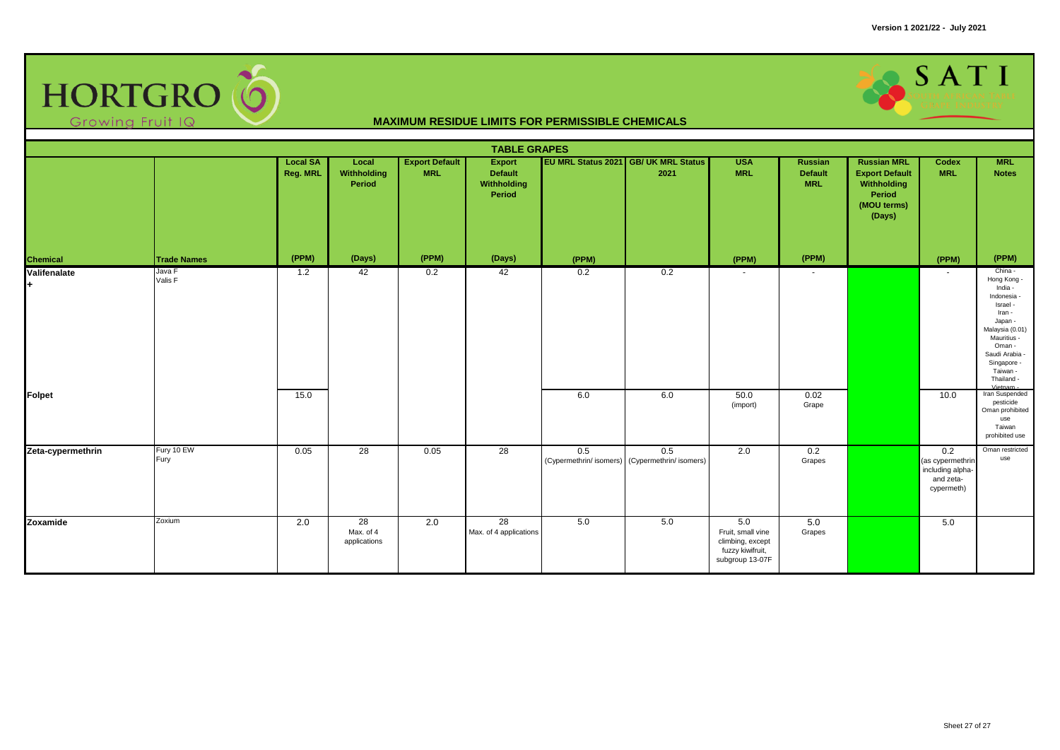Version 1 2021/22 - July 2021

HORTGRO Growing Fruit IQ

SATI

## MAXIMUM RESIDUE LIMITS FOR PERMISSIBLE CHEMICALS

### TABLE GRAPES

| Chemical | Trade Names | Local SA Reg. MRL (PPM) | Local Withholding Period (Days) | Export Default MRL (PPM) | Export Default Withholding Period (Days) | EU MRL Status 2021 (PPM) | GB/ UK MRL Status 2021 | USA MRL (PPM) | Russian Default MRL (PPM) | Russian MRL Export Default Withholding Period (MOU terms) (Days) | Codex MRL (PPM) | MRL Notes (PPM) |
|---|---|---|---|---|---|---|---|---|---|---|---|---|
| Valifenalate + | Java F<br>Valis F | 1.2 | 42 | 0.2 | 42 | 0.2 | 0.2 | - | - | | - | China -<br>Hong Kong -<br>India -<br>Indonesia -<br>Israel -<br>Iran -<br>Japan -<br>Malaysia (0.01)<br>Mauritius -<br>Oman -<br>Saudi Arabia -<br>Singapore -<br>Taiwan -<br>Thailand -<br>Vietnam - |
| Folpet | | 15.0 | | | | 6.0 | 6.0 | 50.0 (import) | 0.02 Grape | | 10.0 | Iran Suspended pesticide<br>Oman prohibited use<br>Taiwan prohibited use |
| Zeta-cypermethrin | Fury 10 EW<br>Fury | 0.05 | 28 | 0.05 | 28 | 0.5 (Cypermethrin/ isomers) | 0.5 (Cypermethrin/ isomers) | 2.0 | 0.2 Grapes | | 0.2 (as cypermethrin including alpha- and zeta- cypermeth) | Oman restricted use |
| Zoxamide | Zoxium | 2.0 | 28 Max. of 4 applications | 2.0 | 28 Max. of 4 applications | 5.0 | 5.0 | 5.0 Fruit, small vine climbing, except fuzzy kiwifruit, subgroup 13-07F | 5.0 Grapes | | 5.0 | |